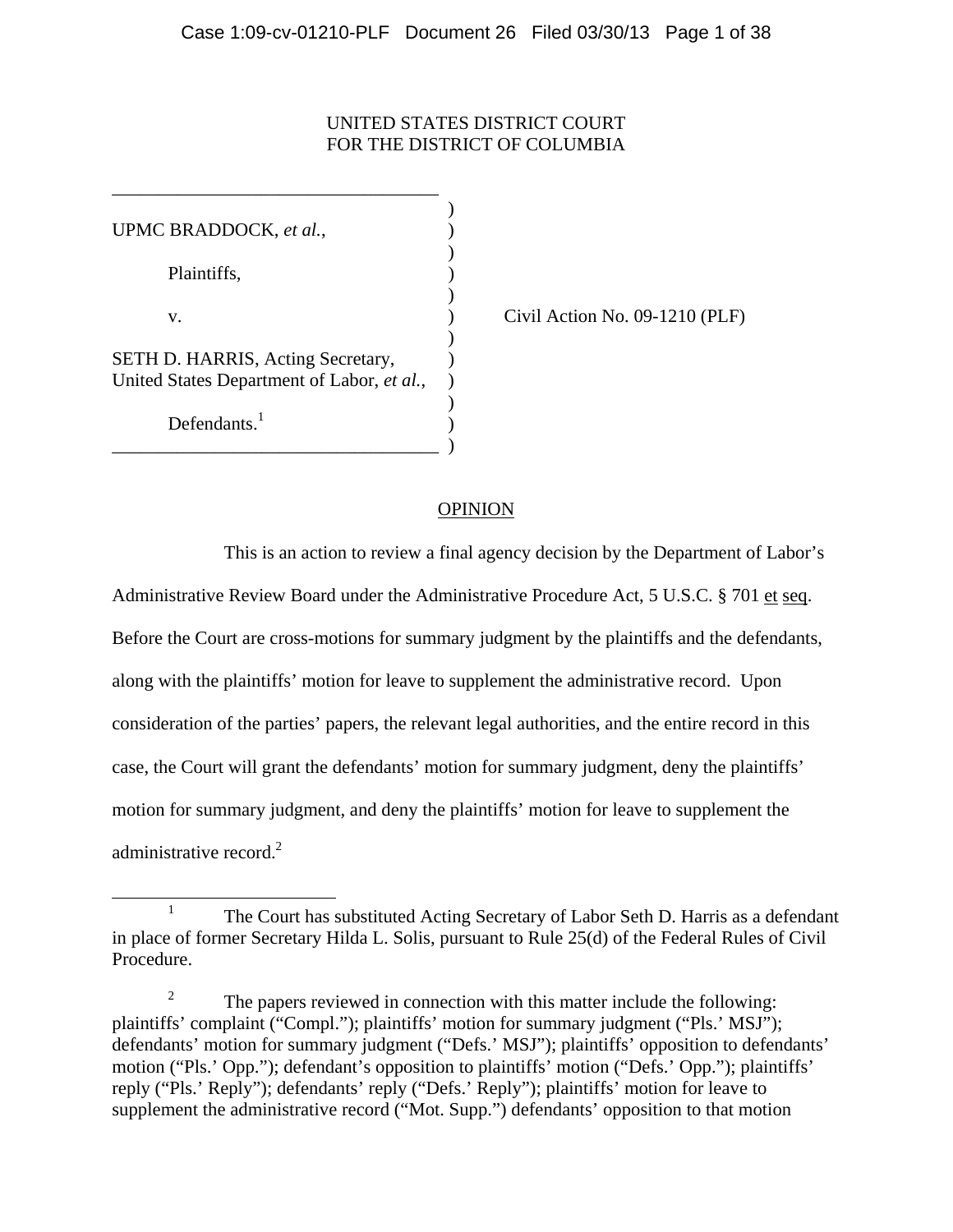UNITED STATES DISTRICT COURT
FOR THE DISTRICT OF COLUMBIA

UPMC BRADDOCK, *et al.*,

Plaintiffs,

v.

SETH D. HARRIS, Acting Secretary, United States Department of Labor, *et al.*,

Defendants.[1]

Civil Action No. 09-1210 (PLF)

OPINION

This is an action to review a final agency decision by the Department of Labor's Administrative Review Board under the Administrative Procedure Act, 5 U.S.C. § 701 et seq. Before the Court are cross-motions for summary judgment by the plaintiffs and the defendants, along with the plaintiffs' motion for leave to supplement the administrative record. Upon consideration of the parties' papers, the relevant legal authorities, and the entire record in this case, the Court will grant the defendants' motion for summary judgment, deny the plaintiffs' motion for summary judgment, and deny the plaintiffs' motion for leave to supplement the administrative record.[2]

[1] The Court has substituted Acting Secretary of Labor Seth D. Harris as a defendant in place of former Secretary Hilda L. Solis, pursuant to Rule 25(d) of the Federal Rules of Civil Procedure.

[2] The papers reviewed in connection with this matter include the following: plaintiffs' complaint ("Compl."); plaintiffs' motion for summary judgment ("Pls.' MSJ"); defendants' motion for summary judgment ("Defs.' MSJ"); plaintiffs' opposition to defendants' motion ("Pls.' Opp."); defendant's opposition to plaintiffs' motion ("Defs.' Opp."); plaintiffs' reply ("Pls.' Reply"); defendants' reply ("Defs.' Reply"); plaintiffs' motion for leave to supplement the administrative record ("Mot. Supp.") defendants' opposition to that motion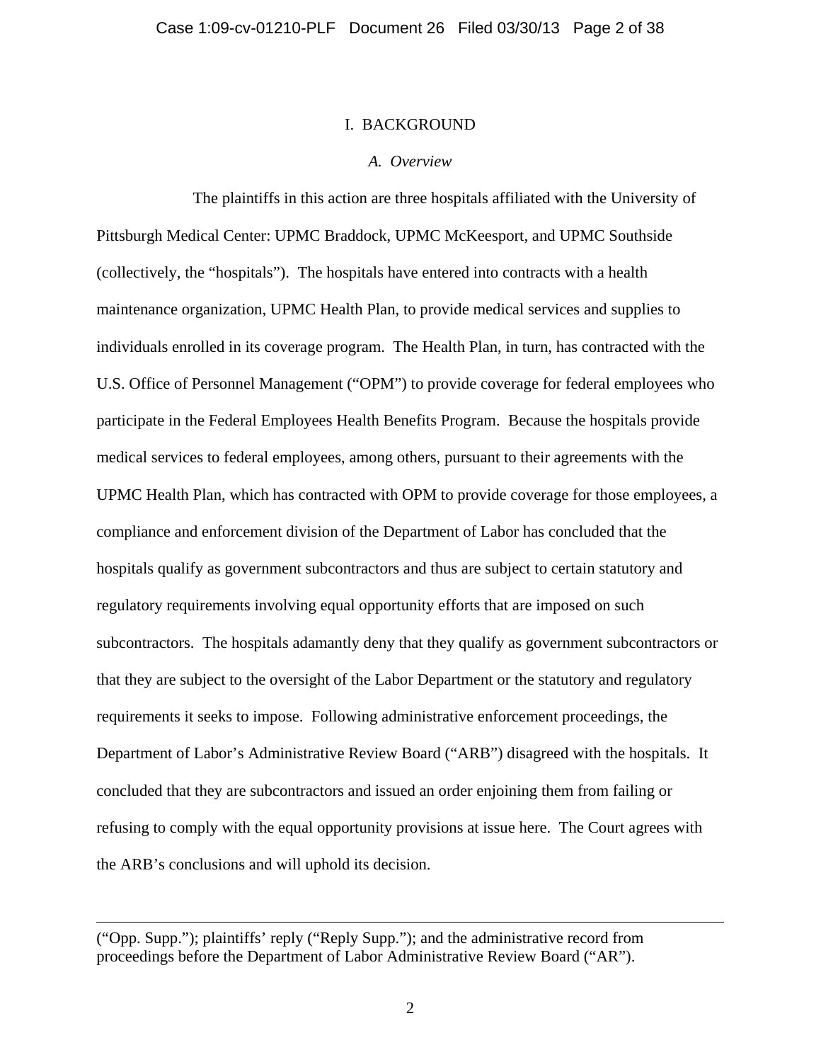# I. BACKGROUND

## *A. Overview*

The plaintiffs in this action are three hospitals affiliated with the University of Pittsburgh Medical Center: UPMC Braddock, UPMC McKeesport, and UPMC Southside (collectively, the "hospitals"). The hospitals have entered into contracts with a health maintenance organization, UPMC Health Plan, to provide medical services and supplies to individuals enrolled in its coverage program. The Health Plan, in turn, has contracted with the U.S. Office of Personnel Management ("OPM") to provide coverage for federal employees who participate in the Federal Employees Health Benefits Program. Because the hospitals provide medical services to federal employees, among others, pursuant to their agreements with the UPMC Health Plan, which has contracted with OPM to provide coverage for those employees, a compliance and enforcement division of the Department of Labor has concluded that the hospitals qualify as government subcontractors and thus are subject to certain statutory and regulatory requirements involving equal opportunity efforts that are imposed on such subcontractors. The hospitals adamantly deny that they qualify as government subcontractors or that they are subject to the oversight of the Labor Department or the statutory and regulatory requirements it seeks to impose. Following administrative enforcement proceedings, the Department of Labor's Administrative Review Board ("ARB") disagreed with the hospitals. It concluded that they are subcontractors and issued an order enjoining them from failing or refusing to comply with the equal opportunity provisions at issue here. The Court agrees with the ARB's conclusions and will uphold its decision.

---

("Opp. Supp."); plaintiffs' reply ("Reply Supp."); and the administrative record from proceedings before the Department of Labor Administrative Review Board ("AR").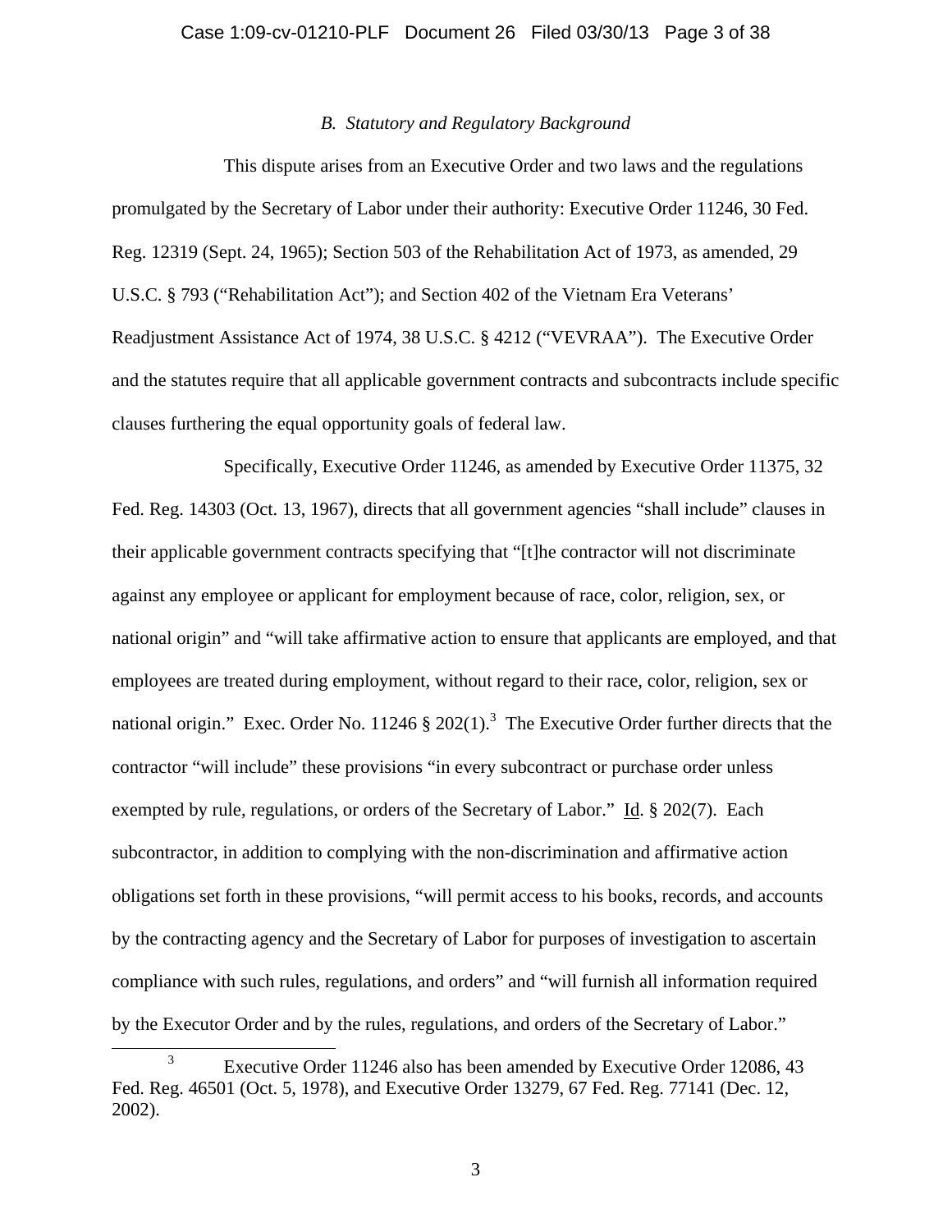### *B. Statutory and Regulatory Background*

This dispute arises from an Executive Order and two laws and the regulations promulgated by the Secretary of Labor under their authority: Executive Order 11246, 30 Fed. Reg. 12319 (Sept. 24, 1965); Section 503 of the Rehabilitation Act of 1973, as amended, 29 U.S.C. § 793 ("Rehabilitation Act"); and Section 402 of the Vietnam Era Veterans' Readjustment Assistance Act of 1974, 38 U.S.C. § 4212 ("VEVRAA"). The Executive Order and the statutes require that all applicable government contracts and subcontracts include specific clauses furthering the equal opportunity goals of federal law.

Specifically, Executive Order 11246, as amended by Executive Order 11375, 32 Fed. Reg. 14303 (Oct. 13, 1967), directs that all government agencies "shall include" clauses in their applicable government contracts specifying that "[t]he contractor will not discriminate against any employee or applicant for employment because of race, color, religion, sex, or national origin" and "will take affirmative action to ensure that applicants are employed, and that employees are treated during employment, without regard to their race, color, religion, sex or national origin." Exec. Order No. 11246 § 202(1).[3] The Executive Order further directs that the contractor "will include" these provisions "in every subcontract or purchase order unless exempted by rule, regulations, or orders of the Secretary of Labor." Id. § 202(7). Each subcontractor, in addition to complying with the non-discrimination and affirmative action obligations set forth in these provisions, "will permit access to his books, records, and accounts by the contracting agency and the Secretary of Labor for purposes of investigation to ascertain compliance with such rules, regulations, and orders" and "will furnish all information required by the Executor Order and by the rules, regulations, and orders of the Secretary of Labor."

[3] Executive Order 11246 also has been amended by Executive Order 12086, 43 Fed. Reg. 46501 (Oct. 5, 1978), and Executive Order 13279, 67 Fed. Reg. 77141 (Dec. 12, 2002).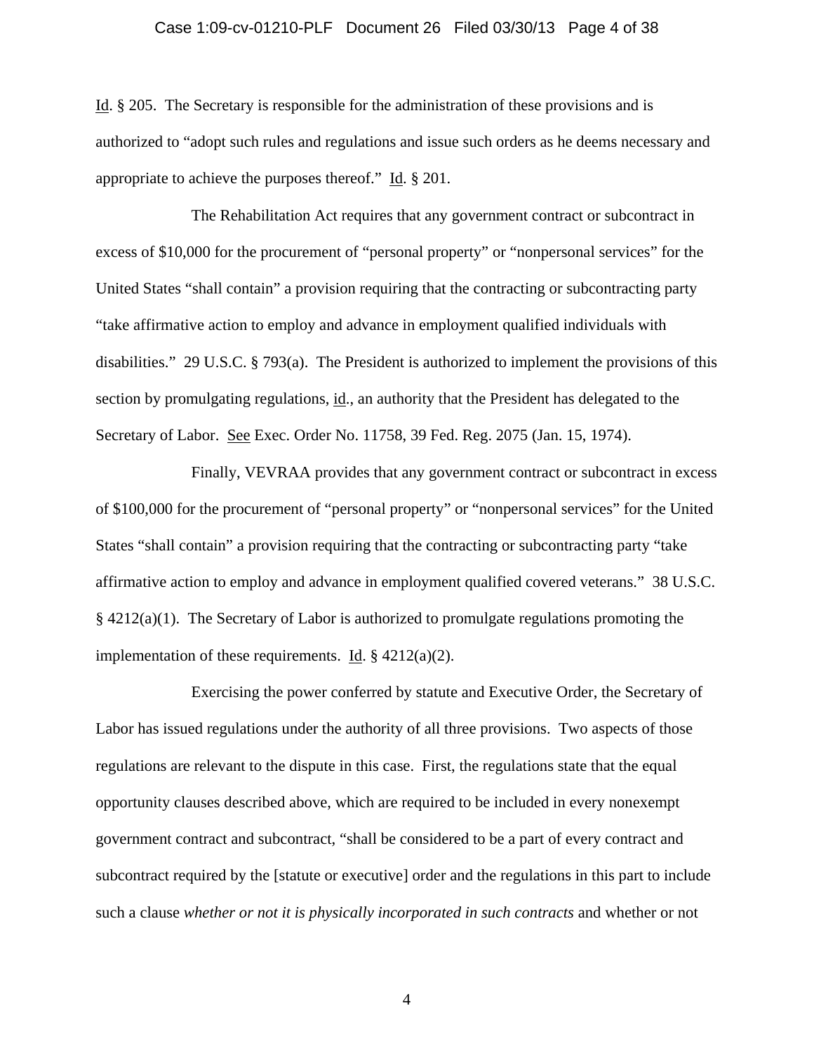Id. § 205. The Secretary is responsible for the administration of these provisions and is authorized to "adopt such rules and regulations and issue such orders as he deems necessary and appropriate to achieve the purposes thereof." Id. § 201.

The Rehabilitation Act requires that any government contract or subcontract in excess of $10,000 for the procurement of "personal property" or "nonpersonal services" for the United States "shall contain" a provision requiring that the contracting or subcontracting party "take affirmative action to employ and advance in employment qualified individuals with disabilities." 29 U.S.C. § 793(a). The President is authorized to implement the provisions of this section by promulgating regulations, id., an authority that the President has delegated to the Secretary of Labor. See Exec. Order No. 11758, 39 Fed. Reg. 2075 (Jan. 15, 1974).

Finally, VEVRAA provides that any government contract or subcontract in excess of $100,000 for the procurement of "personal property" or "nonpersonal services" for the United States "shall contain" a provision requiring that the contracting or subcontracting party "take affirmative action to employ and advance in employment qualified covered veterans." 38 U.S.C. § 4212(a)(1). The Secretary of Labor is authorized to promulgate regulations promoting the implementation of these requirements. Id. § 4212(a)(2).

Exercising the power conferred by statute and Executive Order, the Secretary of Labor has issued regulations under the authority of all three provisions. Two aspects of those regulations are relevant to the dispute in this case. First, the regulations state that the equal opportunity clauses described above, which are required to be included in every nonexempt government contract and subcontract, "shall be considered to be a part of every contract and subcontract required by the [statute or executive] order and the regulations in this part to include such a clause *whether or not it is physically incorporated in such contracts* and whether or not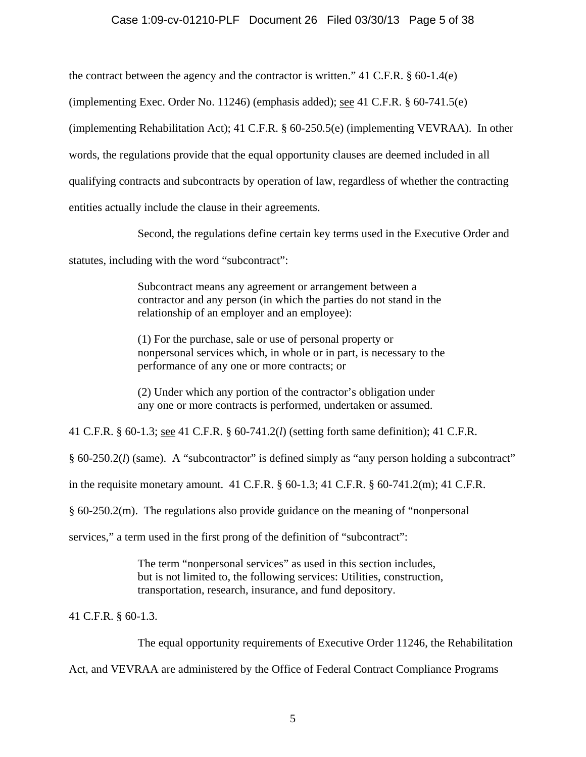the contract between the agency and the contractor is written." 41 C.F.R. § 60-1.4(e) (implementing Exec. Order No. 11246) (emphasis added); see 41 C.F.R. § 60-741.5(e) (implementing Rehabilitation Act); 41 C.F.R. § 60-250.5(e) (implementing VEVRAA). In other words, the regulations provide that the equal opportunity clauses are deemed included in all qualifying contracts and subcontracts by operation of law, regardless of whether the contracting entities actually include the clause in their agreements.

Second, the regulations define certain key terms used in the Executive Order and statutes, including with the word "subcontract":

> Subcontract means any agreement or arrangement between a contractor and any person (in which the parties do not stand in the relationship of an employer and an employee):
>
> (1) For the purchase, sale or use of personal property or nonpersonal services which, in whole or in part, is necessary to the performance of any one or more contracts; or
>
> (2) Under which any portion of the contractor's obligation under any one or more contracts is performed, undertaken or assumed.

41 C.F.R. § 60-1.3; see 41 C.F.R. § 60-741.2(*l*) (setting forth same definition); 41 C.F.R. § 60-250.2(*l*) (same). A "subcontractor" is defined simply as "any person holding a subcontract" in the requisite monetary amount. 41 C.F.R. § 60-1.3; 41 C.F.R. § 60-741.2(m); 41 C.F.R. § 60-250.2(m). The regulations also provide guidance on the meaning of "nonpersonal services," a term used in the first prong of the definition of "subcontract":

> The term "nonpersonal services" as used in this section includes, but is not limited to, the following services: Utilities, construction, transportation, research, insurance, and fund depository.

41 C.F.R. § 60-1.3.

The equal opportunity requirements of Executive Order 11246, the Rehabilitation Act, and VEVRAA are administered by the Office of Federal Contract Compliance Programs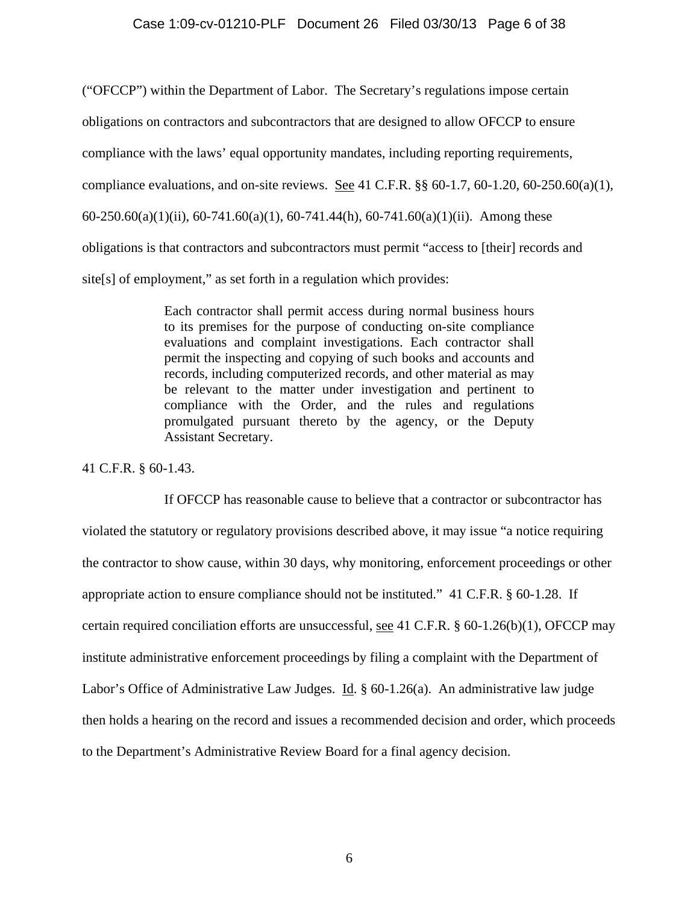("OFCCP") within the Department of Labor. The Secretary's regulations impose certain obligations on contractors and subcontractors that are designed to allow OFCCP to ensure compliance with the laws' equal opportunity mandates, including reporting requirements, compliance evaluations, and on-site reviews. See 41 C.F.R. §§ 60-1.7, 60-1.20, 60-250.60(a)(1), 60-250.60(a)(1)(ii), 60-741.60(a)(1), 60-741.44(h), 60-741.60(a)(1)(ii). Among these obligations is that contractors and subcontractors must permit "access to [their] records and site[s] of employment," as set forth in a regulation which provides:

> Each contractor shall permit access during normal business hours to its premises for the purpose of conducting on-site compliance evaluations and complaint investigations. Each contractor shall permit the inspecting and copying of such books and accounts and records, including computerized records, and other material as may be relevant to the matter under investigation and pertinent to compliance with the Order, and the rules and regulations promulgated pursuant thereto by the agency, or the Deputy Assistant Secretary.

41 C.F.R. § 60-1.43.

If OFCCP has reasonable cause to believe that a contractor or subcontractor has violated the statutory or regulatory provisions described above, it may issue "a notice requiring the contractor to show cause, within 30 days, why monitoring, enforcement proceedings or other appropriate action to ensure compliance should not be instituted." 41 C.F.R. § 60-1.28. If certain required conciliation efforts are unsuccessful, see 41 C.F.R. § 60-1.26(b)(1), OFCCP may institute administrative enforcement proceedings by filing a complaint with the Department of Labor's Office of Administrative Law Judges. Id. § 60-1.26(a). An administrative law judge then holds a hearing on the record and issues a recommended decision and order, which proceeds to the Department's Administrative Review Board for a final agency decision.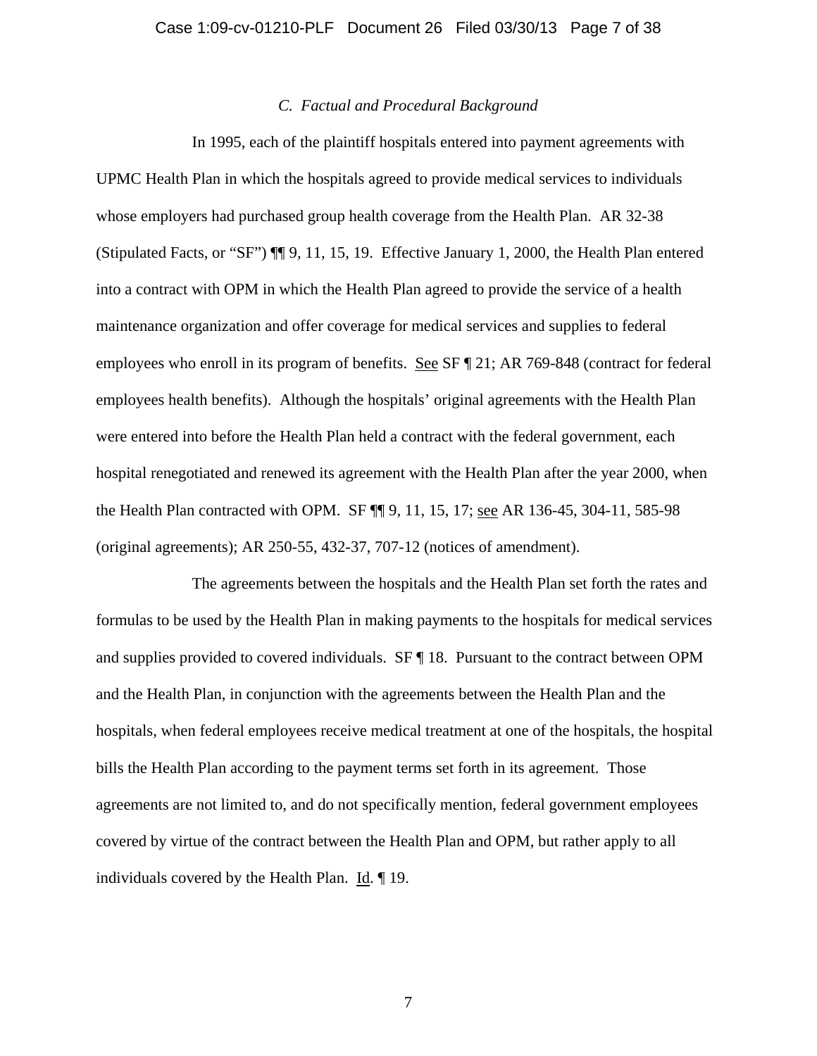### *C. Factual and Procedural Background*

In 1995, each of the plaintiff hospitals entered into payment agreements with UPMC Health Plan in which the hospitals agreed to provide medical services to individuals whose employers had purchased group health coverage from the Health Plan. AR 32-38 (Stipulated Facts, or "SF") ¶¶ 9, 11, 15, 19. Effective January 1, 2000, the Health Plan entered into a contract with OPM in which the Health Plan agreed to provide the service of a health maintenance organization and offer coverage for medical services and supplies to federal employees who enroll in its program of benefits. See SF ¶ 21; AR 769-848 (contract for federal employees health benefits). Although the hospitals' original agreements with the Health Plan were entered into before the Health Plan held a contract with the federal government, each hospital renegotiated and renewed its agreement with the Health Plan after the year 2000, when the Health Plan contracted with OPM. SF ¶¶ 9, 11, 15, 17; see AR 136-45, 304-11, 585-98 (original agreements); AR 250-55, 432-37, 707-12 (notices of amendment).

The agreements between the hospitals and the Health Plan set forth the rates and formulas to be used by the Health Plan in making payments to the hospitals for medical services and supplies provided to covered individuals. SF ¶ 18. Pursuant to the contract between OPM and the Health Plan, in conjunction with the agreements between the Health Plan and the hospitals, when federal employees receive medical treatment at one of the hospitals, the hospital bills the Health Plan according to the payment terms set forth in its agreement. Those agreements are not limited to, and do not specifically mention, federal government employees covered by virtue of the contract between the Health Plan and OPM, but rather apply to all individuals covered by the Health Plan. Id. ¶ 19.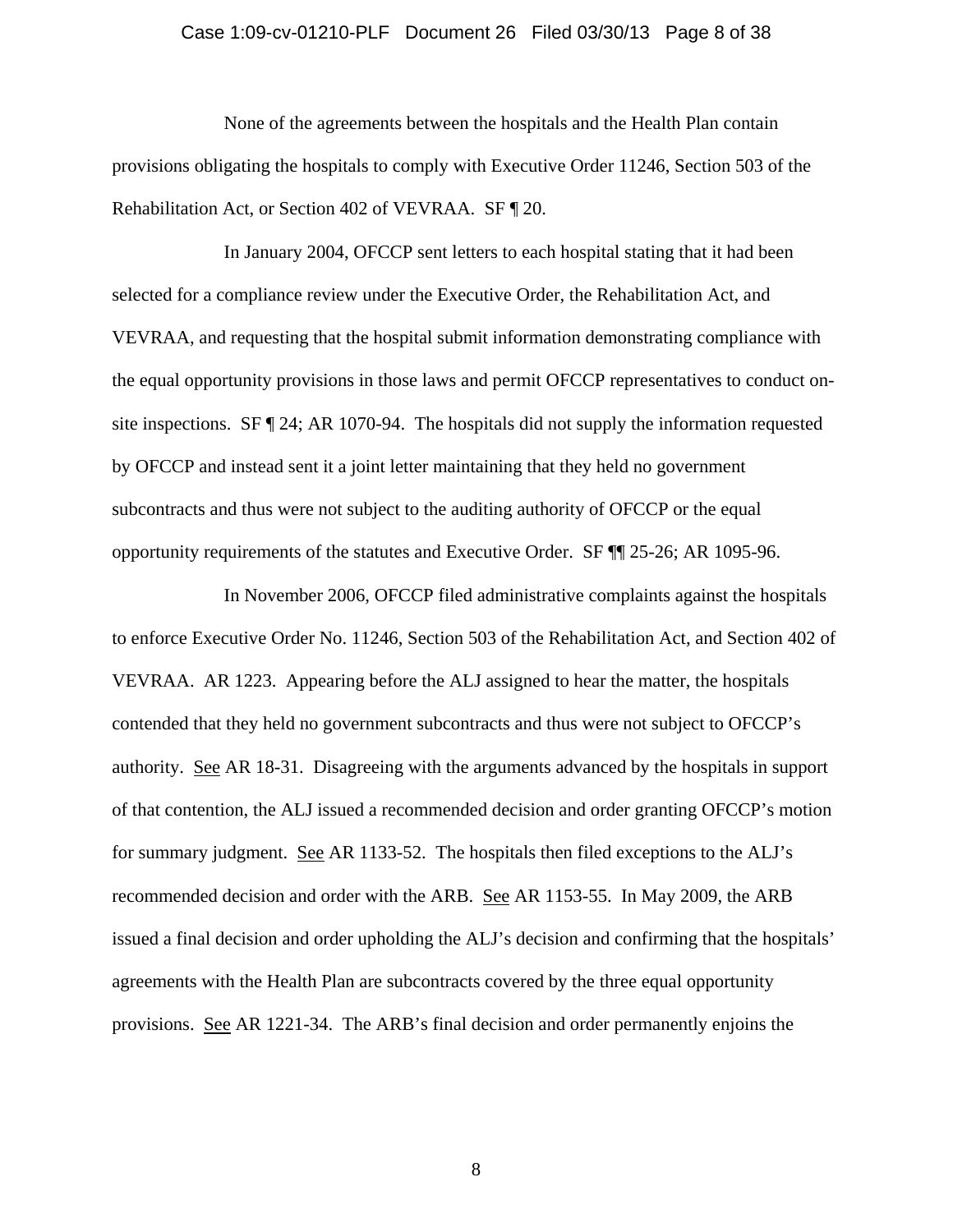None of the agreements between the hospitals and the Health Plan contain provisions obligating the hospitals to comply with Executive Order 11246, Section 503 of the Rehabilitation Act, or Section 402 of VEVRAA. SF ¶ 20.

In January 2004, OFCCP sent letters to each hospital stating that it had been selected for a compliance review under the Executive Order, the Rehabilitation Act, and VEVRAA, and requesting that the hospital submit information demonstrating compliance with the equal opportunity provisions in those laws and permit OFCCP representatives to conduct on-site inspections. SF ¶ 24; AR 1070-94. The hospitals did not supply the information requested by OFCCP and instead sent it a joint letter maintaining that they held no government subcontracts and thus were not subject to the auditing authority of OFCCP or the equal opportunity requirements of the statutes and Executive Order. SF ¶¶ 25-26; AR 1095-96.

In November 2006, OFCCP filed administrative complaints against the hospitals to enforce Executive Order No. 11246, Section 503 of the Rehabilitation Act, and Section 402 of VEVRAA. AR 1223. Appearing before the ALJ assigned to hear the matter, the hospitals contended that they held no government subcontracts and thus were not subject to OFCCP's authority. See AR 18-31. Disagreeing with the arguments advanced by the hospitals in support of that contention, the ALJ issued a recommended decision and order granting OFCCP's motion for summary judgment. See AR 1133-52. The hospitals then filed exceptions to the ALJ's recommended decision and order with the ARB. See AR 1153-55. In May 2009, the ARB issued a final decision and order upholding the ALJ's decision and confirming that the hospitals' agreements with the Health Plan are subcontracts covered by the three equal opportunity provisions. See AR 1221-34. The ARB's final decision and order permanently enjoins the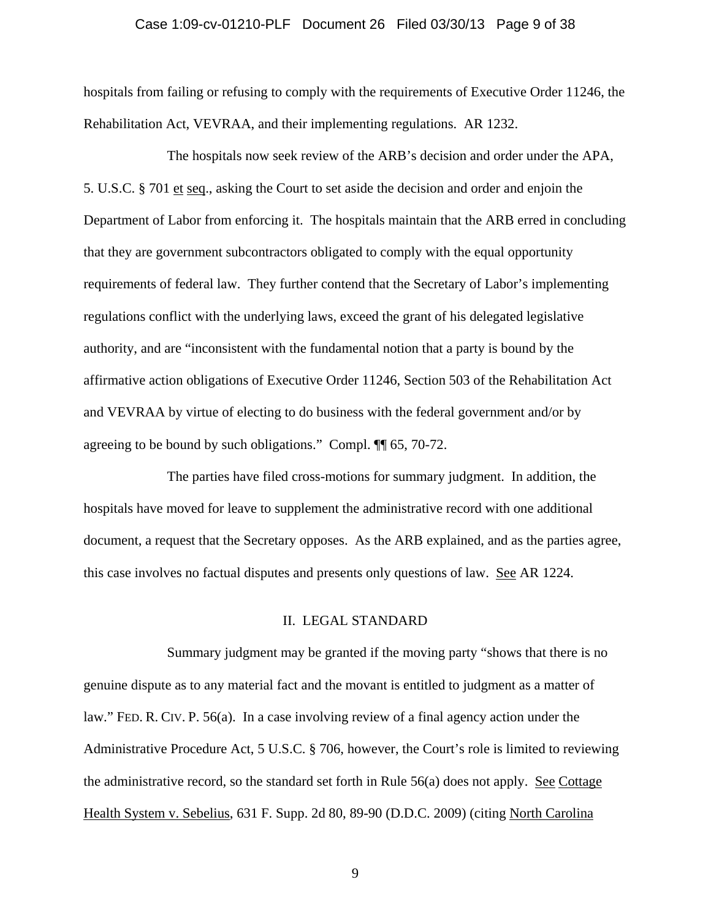hospitals from failing or refusing to comply with the requirements of Executive Order 11246, the Rehabilitation Act, VEVRAA, and their implementing regulations. AR 1232.

The hospitals now seek review of the ARB's decision and order under the APA, 5. U.S.C. § 701 et seq., asking the Court to set aside the decision and order and enjoin the Department of Labor from enforcing it. The hospitals maintain that the ARB erred in concluding that they are government subcontractors obligated to comply with the equal opportunity requirements of federal law. They further contend that the Secretary of Labor's implementing regulations conflict with the underlying laws, exceed the grant of his delegated legislative authority, and are "inconsistent with the fundamental notion that a party is bound by the affirmative action obligations of Executive Order 11246, Section 503 of the Rehabilitation Act and VEVRAA by virtue of electing to do business with the federal government and/or by agreeing to be bound by such obligations." Compl. ¶¶ 65, 70-72.

The parties have filed cross-motions for summary judgment. In addition, the hospitals have moved for leave to supplement the administrative record with one additional document, a request that the Secretary opposes. As the ARB explained, and as the parties agree, this case involves no factual disputes and presents only questions of law. See AR 1224.

## II. LEGAL STANDARD

Summary judgment may be granted if the moving party "shows that there is no genuine dispute as to any material fact and the movant is entitled to judgment as a matter of law." FED. R. CIV. P. 56(a). In a case involving review of a final agency action under the Administrative Procedure Act, 5 U.S.C. § 706, however, the Court's role is limited to reviewing the administrative record, so the standard set forth in Rule 56(a) does not apply. See Cottage Health System v. Sebelius, 631 F. Supp. 2d 80, 89-90 (D.D.C. 2009) (citing North Carolina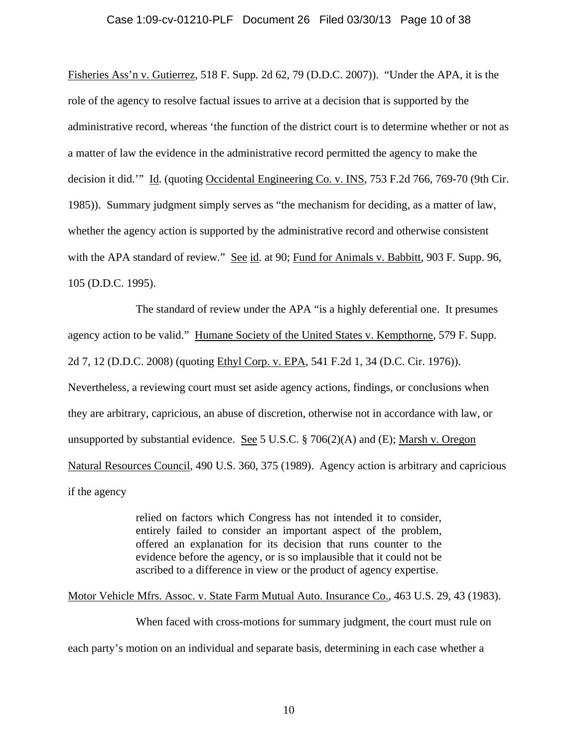Fisheries Ass'n v. Gutierrez, 518 F. Supp. 2d 62, 79 (D.D.C. 2007)). "Under the APA, it is the role of the agency to resolve factual issues to arrive at a decision that is supported by the administrative record, whereas 'the function of the district court is to determine whether or not as a matter of law the evidence in the administrative record permitted the agency to make the decision it did.'" Id. (quoting Occidental Engineering Co. v. INS, 753 F.2d 766, 769-70 (9th Cir. 1985)). Summary judgment simply serves as "the mechanism for deciding, as a matter of law, whether the agency action is supported by the administrative record and otherwise consistent with the APA standard of review." See id. at 90; Fund for Animals v. Babbitt, 903 F. Supp. 96, 105 (D.D.C. 1995).

The standard of review under the APA "is a highly deferential one. It presumes agency action to be valid." Humane Society of the United States v. Kempthorne, 579 F. Supp. 2d 7, 12 (D.D.C. 2008) (quoting Ethyl Corp. v. EPA, 541 F.2d 1, 34 (D.C. Cir. 1976)). Nevertheless, a reviewing court must set aside agency actions, findings, or conclusions when they are arbitrary, capricious, an abuse of discretion, otherwise not in accordance with law, or unsupported by substantial evidence. See 5 U.S.C. § 706(2)(A) and (E); Marsh v. Oregon Natural Resources Council, 490 U.S. 360, 375 (1989). Agency action is arbitrary and capricious if the agency

> relied on factors which Congress has not intended it to consider, entirely failed to consider an important aspect of the problem, offered an explanation for its decision that runs counter to the evidence before the agency, or is so implausible that it could not be ascribed to a difference in view or the product of agency expertise.

Motor Vehicle Mfrs. Assoc. v. State Farm Mutual Auto. Insurance Co., 463 U.S. 29, 43 (1983).

When faced with cross-motions for summary judgment, the court must rule on each party's motion on an individual and separate basis, determining in each case whether a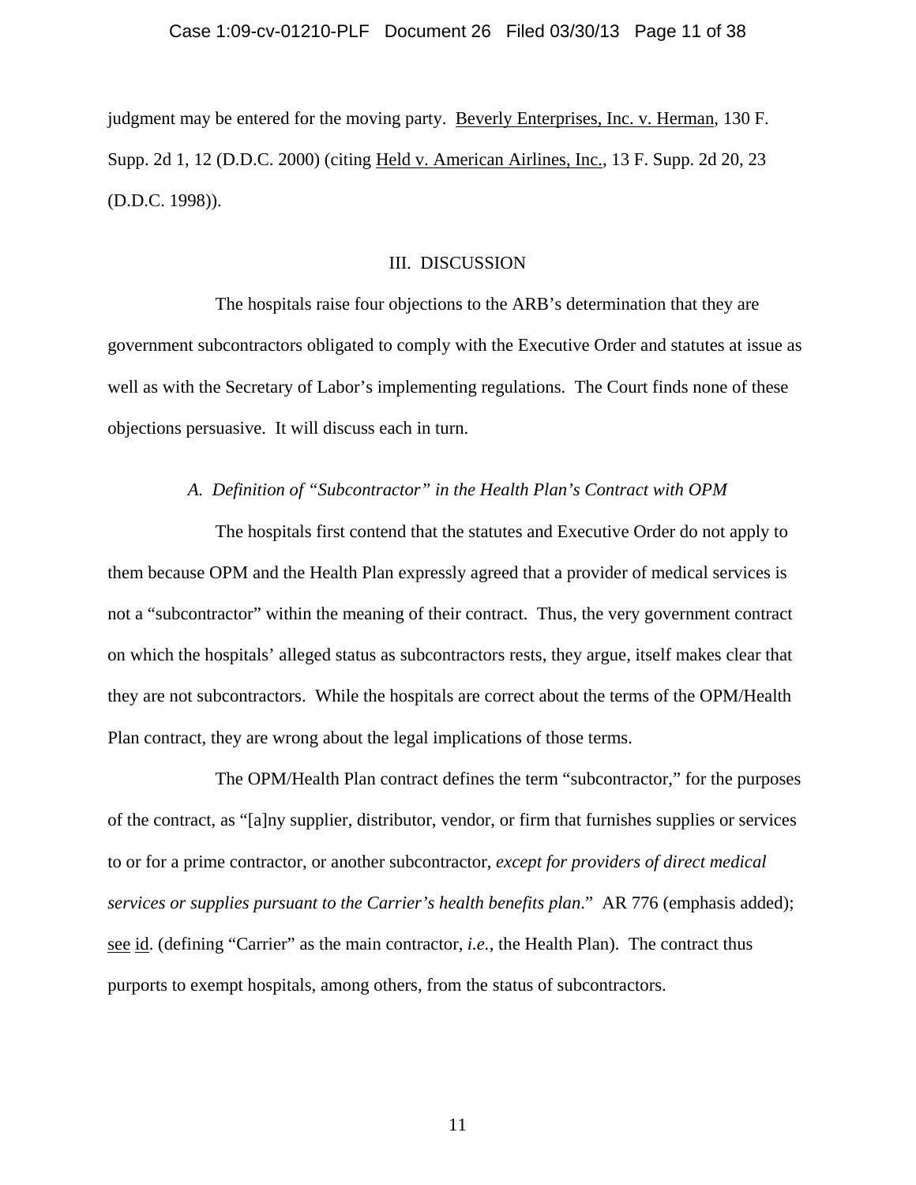judgment may be entered for the moving party. Beverly Enterprises, Inc. v. Herman, 130 F. Supp. 2d 1, 12 (D.D.C. 2000) (citing Held v. American Airlines, Inc., 13 F. Supp. 2d 20, 23 (D.D.C. 1998)).

## III. DISCUSSION

The hospitals raise four objections to the ARB's determination that they are government subcontractors obligated to comply with the Executive Order and statutes at issue as well as with the Secretary of Labor's implementing regulations. The Court finds none of these objections persuasive. It will discuss each in turn.

### *A. Definition of "Subcontractor" in the Health Plan's Contract with OPM*

The hospitals first contend that the statutes and Executive Order do not apply to them because OPM and the Health Plan expressly agreed that a provider of medical services is not a "subcontractor" within the meaning of their contract. Thus, the very government contract on which the hospitals' alleged status as subcontractors rests, they argue, itself makes clear that they are not subcontractors. While the hospitals are correct about the terms of the OPM/Health Plan contract, they are wrong about the legal implications of those terms.

The OPM/Health Plan contract defines the term "subcontractor," for the purposes of the contract, as "[a]ny supplier, distributor, vendor, or firm that furnishes supplies or services to or for a prime contractor, or another subcontractor, *except for providers of direct medical services or supplies pursuant to the Carrier's health benefits plan*." AR 776 (emphasis added); see id. (defining "Carrier" as the main contractor, *i.e.*, the Health Plan). The contract thus purports to exempt hospitals, among others, from the status of subcontractors.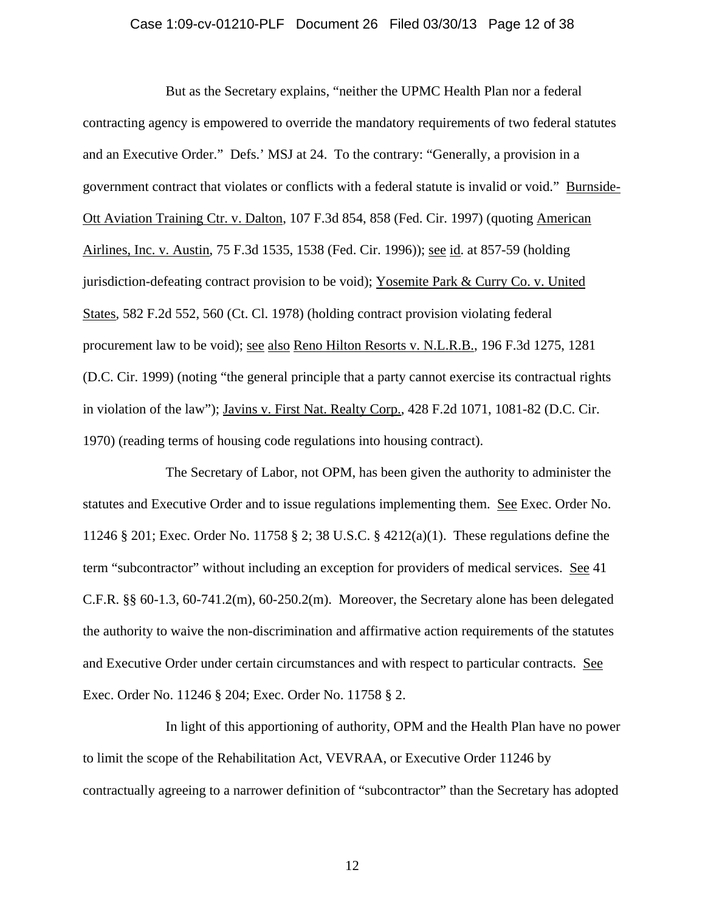But as the Secretary explains, "neither the UPMC Health Plan nor a federal contracting agency is empowered to override the mandatory requirements of two federal statutes and an Executive Order." Defs.' MSJ at 24. To the contrary: "Generally, a provision in a government contract that violates or conflicts with a federal statute is invalid or void." Burnside-Ott Aviation Training Ctr. v. Dalton, 107 F.3d 854, 858 (Fed. Cir. 1997) (quoting American Airlines, Inc. v. Austin, 75 F.3d 1535, 1538 (Fed. Cir. 1996)); see id. at 857-59 (holding jurisdiction-defeating contract provision to be void); Yosemite Park & Curry Co. v. United States, 582 F.2d 552, 560 (Ct. Cl. 1978) (holding contract provision violating federal procurement law to be void); see also Reno Hilton Resorts v. N.L.R.B., 196 F.3d 1275, 1281 (D.C. Cir. 1999) (noting "the general principle that a party cannot exercise its contractual rights in violation of the law"); Javins v. First Nat. Realty Corp., 428 F.2d 1071, 1081-82 (D.C. Cir. 1970) (reading terms of housing code regulations into housing contract).

The Secretary of Labor, not OPM, has been given the authority to administer the statutes and Executive Order and to issue regulations implementing them. See Exec. Order No. 11246 § 201; Exec. Order No. 11758 § 2; 38 U.S.C. § 4212(a)(1). These regulations define the term "subcontractor" without including an exception for providers of medical services. See 41 C.F.R. §§ 60-1.3, 60-741.2(m), 60-250.2(m). Moreover, the Secretary alone has been delegated the authority to waive the non-discrimination and affirmative action requirements of the statutes and Executive Order under certain circumstances and with respect to particular contracts. See Exec. Order No. 11246 § 204; Exec. Order No. 11758 § 2.

In light of this apportioning of authority, OPM and the Health Plan have no power to limit the scope of the Rehabilitation Act, VEVRAA, or Executive Order 11246 by contractually agreeing to a narrower definition of "subcontractor" than the Secretary has adopted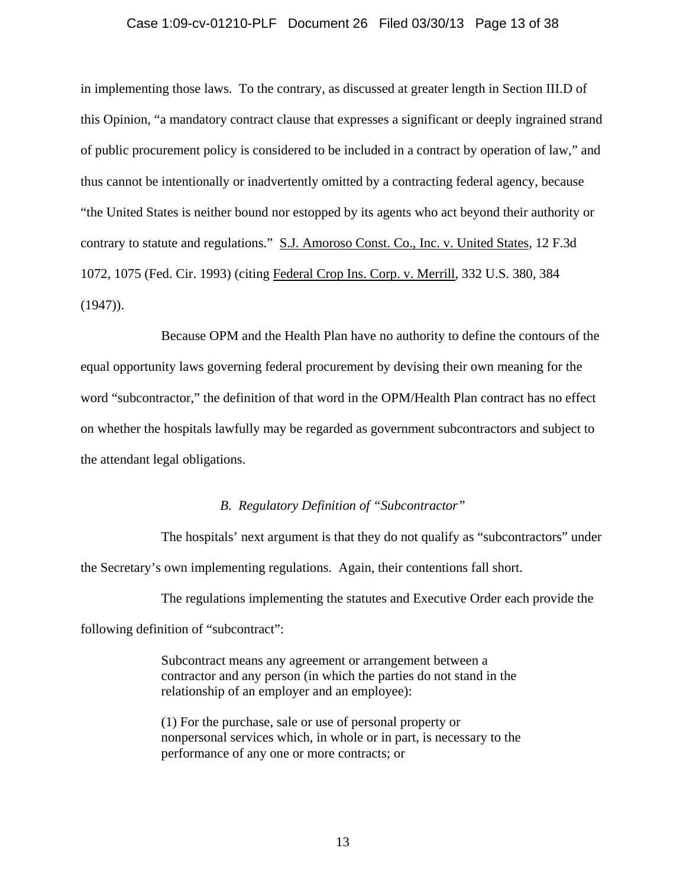in implementing those laws. To the contrary, as discussed at greater length in Section III.D of this Opinion, "a mandatory contract clause that expresses a significant or deeply ingrained strand of public procurement policy is considered to be included in a contract by operation of law," and thus cannot be intentionally or inadvertently omitted by a contracting federal agency, because "the United States is neither bound nor estopped by its agents who act beyond their authority or contrary to statute and regulations." S.J. Amoroso Const. Co., Inc. v. United States, 12 F.3d 1072, 1075 (Fed. Cir. 1993) (citing Federal Crop Ins. Corp. v. Merrill, 332 U.S. 380, 384 (1947)).

Because OPM and the Health Plan have no authority to define the contours of the equal opportunity laws governing federal procurement by devising their own meaning for the word "subcontractor," the definition of that word in the OPM/Health Plan contract has no effect on whether the hospitals lawfully may be regarded as government subcontractors and subject to the attendant legal obligations.

### *B. Regulatory Definition of "Subcontractor"*

The hospitals' next argument is that they do not qualify as "subcontractors" under the Secretary's own implementing regulations. Again, their contentions fall short.

The regulations implementing the statutes and Executive Order each provide the following definition of "subcontract":

> Subcontract means any agreement or arrangement between a contractor and any person (in which the parties do not stand in the relationship of an employer and an employee):
>
> (1) For the purchase, sale or use of personal property or nonpersonal services which, in whole or in part, is necessary to the performance of any one or more contracts; or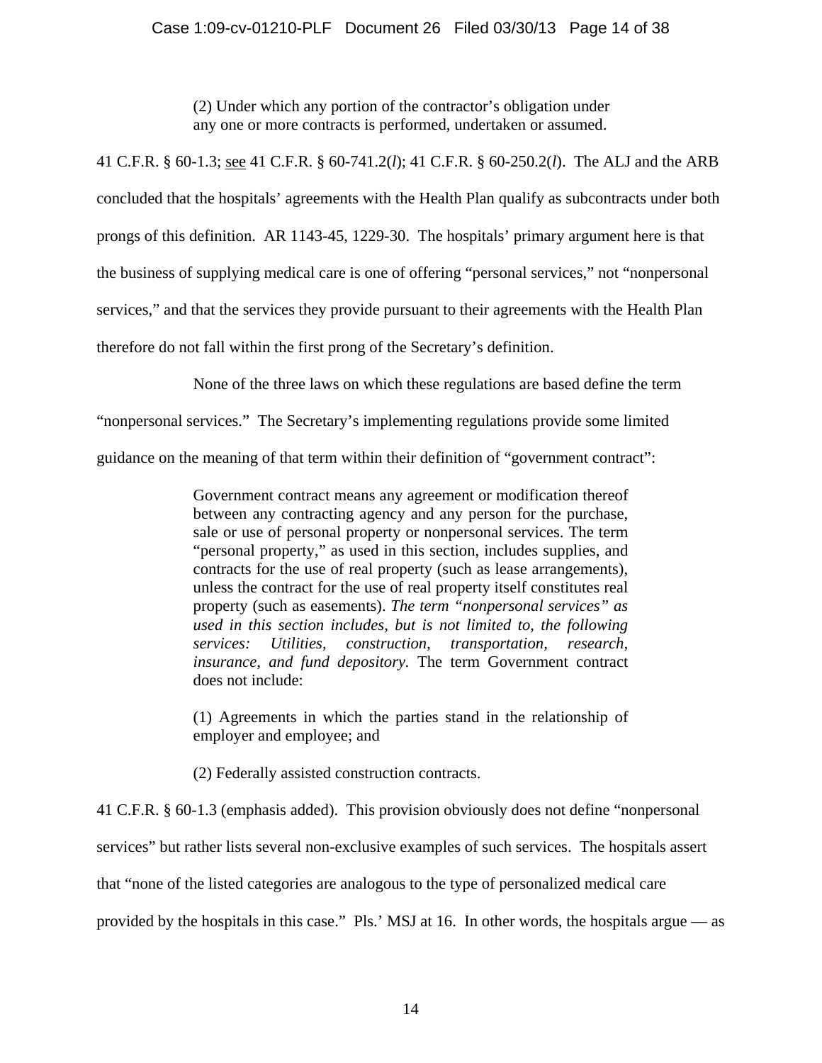> (2) Under which any portion of the contractor's obligation under any one or more contracts is performed, undertaken or assumed.

41 C.F.R. § 60-1.3; see 41 C.F.R. § 60-741.2(*l*); 41 C.F.R. § 60-250.2(*l*). The ALJ and the ARB concluded that the hospitals' agreements with the Health Plan qualify as subcontracts under both prongs of this definition. AR 1143-45, 1229-30. The hospitals' primary argument here is that the business of supplying medical care is one of offering "personal services," not "nonpersonal services," and that the services they provide pursuant to their agreements with the Health Plan therefore do not fall within the first prong of the Secretary's definition.

None of the three laws on which these regulations are based define the term "nonpersonal services." The Secretary's implementing regulations provide some limited guidance on the meaning of that term within their definition of "government contract":

> Government contract means any agreement or modification thereof between any contracting agency and any person for the purchase, sale or use of personal property or nonpersonal services. The term "personal property," as used in this section, includes supplies, and contracts for the use of real property (such as lease arrangements), unless the contract for the use of real property itself constitutes real property (such as easements). *The term "nonpersonal services" as used in this section includes, but is not limited to, the following services: Utilities, construction, transportation, research, insurance, and fund depository.* The term Government contract does not include:
>
> (1) Agreements in which the parties stand in the relationship of employer and employee; and
>
> (2) Federally assisted construction contracts.

41 C.F.R. § 60-1.3 (emphasis added). This provision obviously does not define "nonpersonal services" but rather lists several non-exclusive examples of such services. The hospitals assert that "none of the listed categories are analogous to the type of personalized medical care provided by the hospitals in this case." Pls.' MSJ at 16. In other words, the hospitals argue — as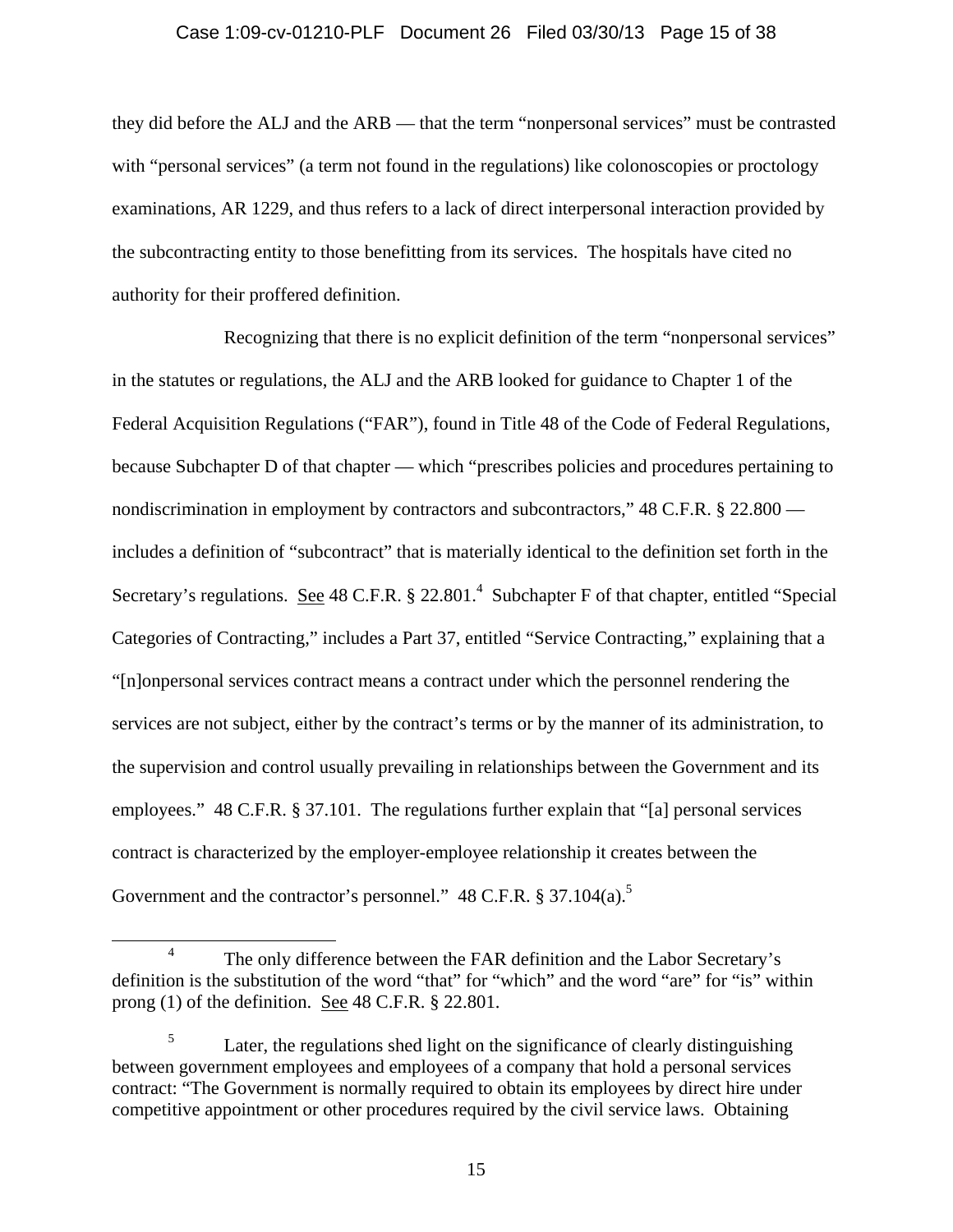they did before the ALJ and the ARB — that the term "nonpersonal services" must be contrasted with "personal services" (a term not found in the regulations) like colonoscopies or proctology examinations, AR 1229, and thus refers to a lack of direct interpersonal interaction provided by the subcontracting entity to those benefitting from its services. The hospitals have cited no authority for their proffered definition.

Recognizing that there is no explicit definition of the term "nonpersonal services" in the statutes or regulations, the ALJ and the ARB looked for guidance to Chapter 1 of the Federal Acquisition Regulations ("FAR"), found in Title 48 of the Code of Federal Regulations, because Subchapter D of that chapter — which "prescribes policies and procedures pertaining to nondiscrimination in employment by contractors and subcontractors," 48 C.F.R. § 22.800 — includes a definition of "subcontract" that is materially identical to the definition set forth in the Secretary's regulations. See 48 C.F.R. § 22.801.[4] Subchapter F of that chapter, entitled "Special Categories of Contracting," includes a Part 37, entitled "Service Contracting," explaining that a "[n]onpersonal services contract means a contract under which the personnel rendering the services are not subject, either by the contract's terms or by the manner of its administration, to the supervision and control usually prevailing in relationships between the Government and its employees." 48 C.F.R. § 37.101. The regulations further explain that "[a] personal services contract is characterized by the employer-employee relationship it creates between the Government and the contractor's personnel." 48 C.F.R. § 37.104(a).[5]

[4] The only difference between the FAR definition and the Labor Secretary's definition is the substitution of the word "that" for "which" and the word "are" for "is" within prong (1) of the definition. See 48 C.F.R. § 22.801.

[5] Later, the regulations shed light on the significance of clearly distinguishing between government employees and employees of a company that hold a personal services contract: "The Government is normally required to obtain its employees by direct hire under competitive appointment or other procedures required by the civil service laws. Obtaining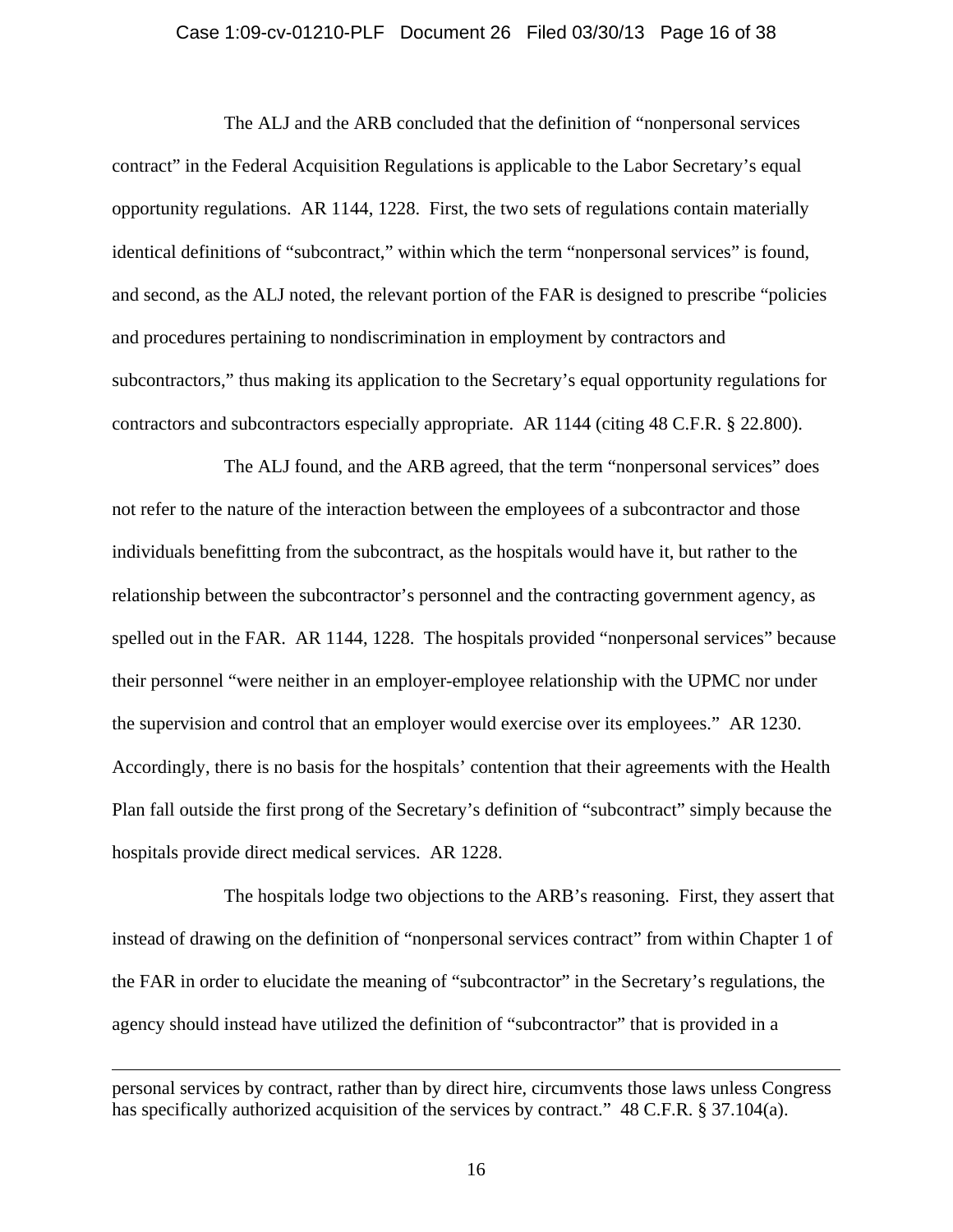The ALJ and the ARB concluded that the definition of "nonpersonal services contract" in the Federal Acquisition Regulations is applicable to the Labor Secretary's equal opportunity regulations. AR 1144, 1228. First, the two sets of regulations contain materially identical definitions of "subcontract," within which the term "nonpersonal services" is found, and second, as the ALJ noted, the relevant portion of the FAR is designed to prescribe "policies and procedures pertaining to nondiscrimination in employment by contractors and subcontractors," thus making its application to the Secretary's equal opportunity regulations for contractors and subcontractors especially appropriate. AR 1144 (citing 48 C.F.R. § 22.800).

The ALJ found, and the ARB agreed, that the term "nonpersonal services" does not refer to the nature of the interaction between the employees of a subcontractor and those individuals benefitting from the subcontract, as the hospitals would have it, but rather to the relationship between the subcontractor's personnel and the contracting government agency, as spelled out in the FAR. AR 1144, 1228. The hospitals provided "nonpersonal services" because their personnel "were neither in an employer-employee relationship with the UPMC nor under the supervision and control that an employer would exercise over its employees." AR 1230. Accordingly, there is no basis for the hospitals' contention that their agreements with the Health Plan fall outside the first prong of the Secretary's definition of "subcontract" simply because the hospitals provide direct medical services. AR 1228.

The hospitals lodge two objections to the ARB's reasoning. First, they assert that instead of drawing on the definition of "nonpersonal services contract" from within Chapter 1 of the FAR in order to elucidate the meaning of "subcontractor" in the Secretary's regulations, the agency should instead have utilized the definition of "subcontractor" that is provided in a

---

personal services by contract, rather than by direct hire, circumvents those laws unless Congress has specifically authorized acquisition of the services by contract." 48 C.F.R. § 37.104(a).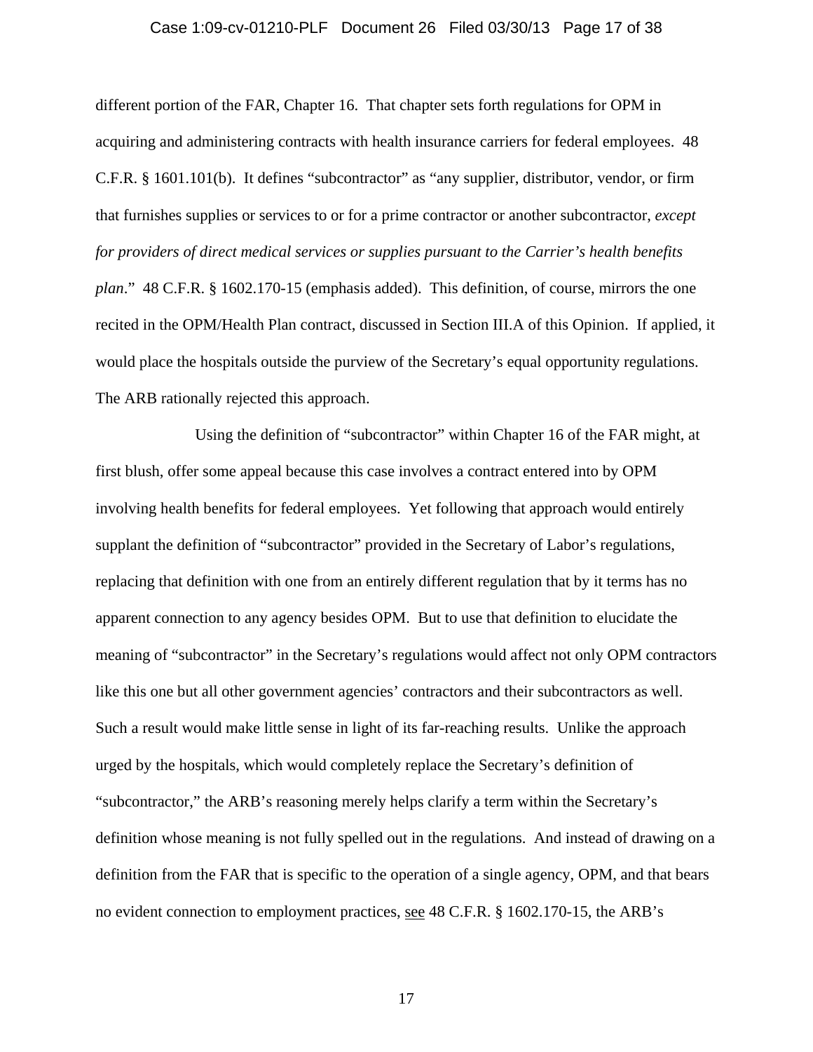different portion of the FAR, Chapter 16. That chapter sets forth regulations for OPM in acquiring and administering contracts with health insurance carriers for federal employees. 48 C.F.R. § 1601.101(b). It defines "subcontractor" as "any supplier, distributor, vendor, or firm that furnishes supplies or services to or for a prime contractor or another subcontractor, *except for providers of direct medical services or supplies pursuant to the Carrier's health benefits plan*." 48 C.F.R. § 1602.170-15 (emphasis added). This definition, of course, mirrors the one recited in the OPM/Health Plan contract, discussed in Section III.A of this Opinion. If applied, it would place the hospitals outside the purview of the Secretary's equal opportunity regulations. The ARB rationally rejected this approach.

Using the definition of "subcontractor" within Chapter 16 of the FAR might, at first blush, offer some appeal because this case involves a contract entered into by OPM involving health benefits for federal employees. Yet following that approach would entirely supplant the definition of "subcontractor" provided in the Secretary of Labor's regulations, replacing that definition with one from an entirely different regulation that by it terms has no apparent connection to any agency besides OPM. But to use that definition to elucidate the meaning of "subcontractor" in the Secretary's regulations would affect not only OPM contractors like this one but all other government agencies' contractors and their subcontractors as well. Such a result would make little sense in light of its far-reaching results. Unlike the approach urged by the hospitals, which would completely replace the Secretary's definition of "subcontractor," the ARB's reasoning merely helps clarify a term within the Secretary's definition whose meaning is not fully spelled out in the regulations. And instead of drawing on a definition from the FAR that is specific to the operation of a single agency, OPM, and that bears no evident connection to employment practices, see 48 C.F.R. § 1602.170-15, the ARB's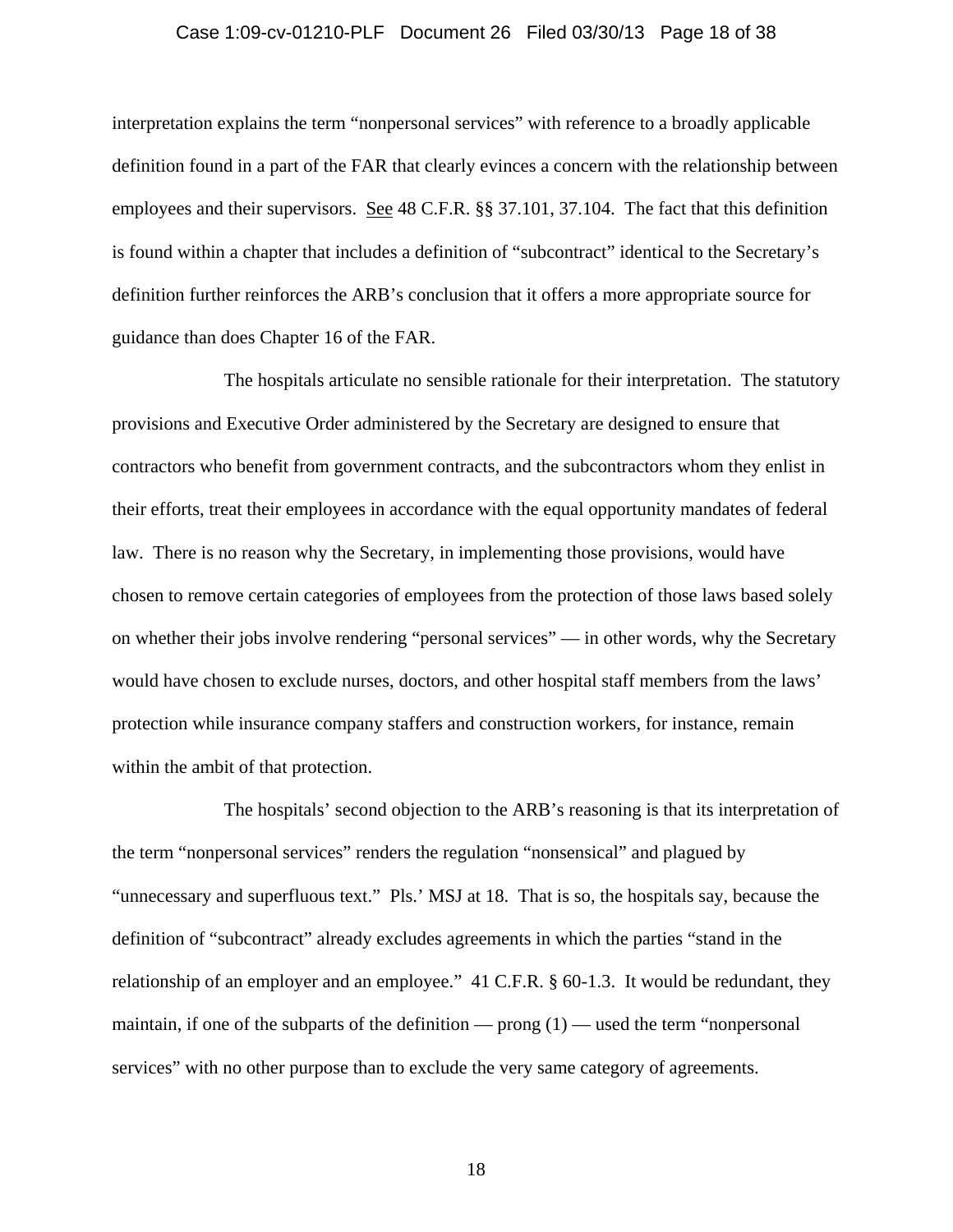interpretation explains the term "nonpersonal services" with reference to a broadly applicable definition found in a part of the FAR that clearly evinces a concern with the relationship between employees and their supervisors. See 48 C.F.R. §§ 37.101, 37.104. The fact that this definition is found within a chapter that includes a definition of "subcontract" identical to the Secretary's definition further reinforces the ARB's conclusion that it offers a more appropriate source for guidance than does Chapter 16 of the FAR.

The hospitals articulate no sensible rationale for their interpretation. The statutory provisions and Executive Order administered by the Secretary are designed to ensure that contractors who benefit from government contracts, and the subcontractors whom they enlist in their efforts, treat their employees in accordance with the equal opportunity mandates of federal law. There is no reason why the Secretary, in implementing those provisions, would have chosen to remove certain categories of employees from the protection of those laws based solely on whether their jobs involve rendering "personal services" — in other words, why the Secretary would have chosen to exclude nurses, doctors, and other hospital staff members from the laws' protection while insurance company staffers and construction workers, for instance, remain within the ambit of that protection.

The hospitals' second objection to the ARB's reasoning is that its interpretation of the term "nonpersonal services" renders the regulation "nonsensical" and plagued by "unnecessary and superfluous text." Pls.' MSJ at 18. That is so, the hospitals say, because the definition of "subcontract" already excludes agreements in which the parties "stand in the relationship of an employer and an employee." 41 C.F.R. § 60-1.3. It would be redundant, they maintain, if one of the subparts of the definition — prong (1) — used the term "nonpersonal services" with no other purpose than to exclude the very same category of agreements.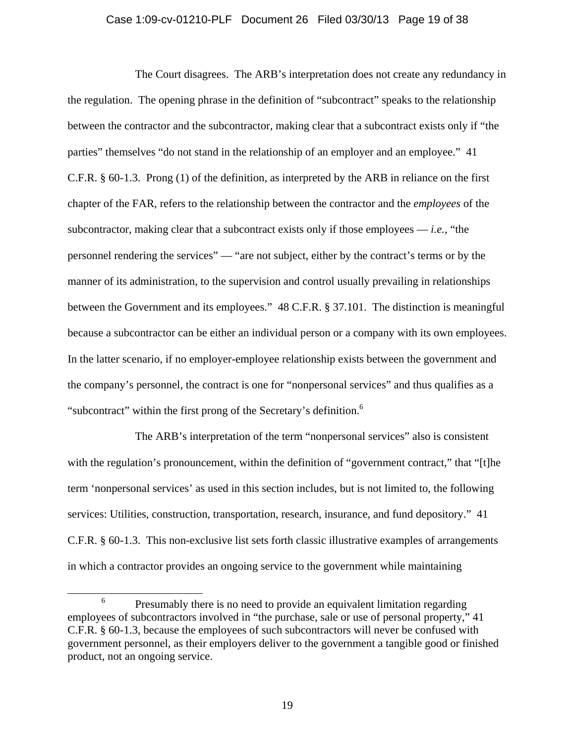The Court disagrees. The ARB's interpretation does not create any redundancy in the regulation. The opening phrase in the definition of "subcontract" speaks to the relationship between the contractor and the subcontractor, making clear that a subcontract exists only if "the parties" themselves "do not stand in the relationship of an employer and an employee." 41 C.F.R. § 60-1.3. Prong (1) of the definition, as interpreted by the ARB in reliance on the first chapter of the FAR, refers to the relationship between the contractor and the *employees* of the subcontractor, making clear that a subcontract exists only if those employees — *i.e.*, "the personnel rendering the services" — "are not subject, either by the contract's terms or by the manner of its administration, to the supervision and control usually prevailing in relationships between the Government and its employees." 48 C.F.R. § 37.101. The distinction is meaningful because a subcontractor can be either an individual person or a company with its own employees. In the latter scenario, if no employer-employee relationship exists between the government and the company's personnel, the contract is one for "nonpersonal services" and thus qualifies as a "subcontract" within the first prong of the Secretary's definition.[6]

The ARB's interpretation of the term "nonpersonal services" also is consistent with the regulation's pronouncement, within the definition of "government contract," that "[t]he term 'nonpersonal services' as used in this section includes, but is not limited to, the following services: Utilities, construction, transportation, research, insurance, and fund depository." 41 C.F.R. § 60-1.3. This non-exclusive list sets forth classic illustrative examples of arrangements in which a contractor provides an ongoing service to the government while maintaining

---

[6] Presumably there is no need to provide an equivalent limitation regarding employees of subcontractors involved in "the purchase, sale or use of personal property," 41 C.F.R. § 60-1.3, because the employees of such subcontractors will never be confused with government personnel, as their employers deliver to the government a tangible good or finished product, not an ongoing service.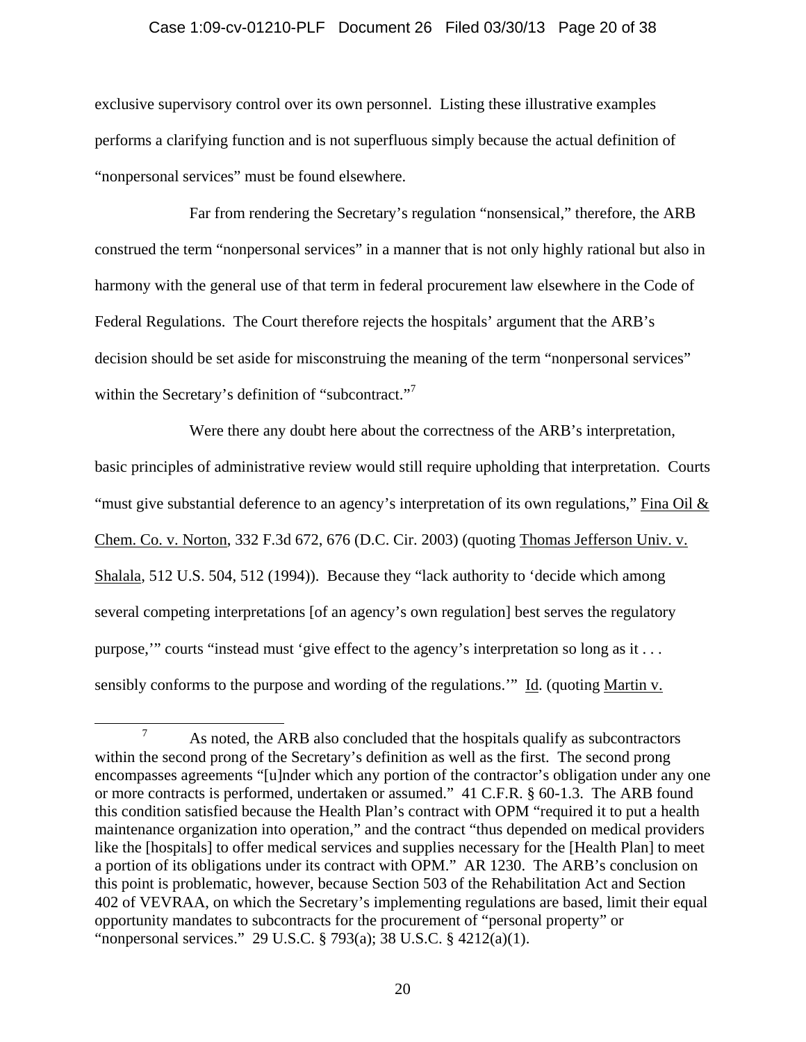exclusive supervisory control over its own personnel. Listing these illustrative examples performs a clarifying function and is not superfluous simply because the actual definition of "nonpersonal services" must be found elsewhere.

Far from rendering the Secretary's regulation "nonsensical," therefore, the ARB construed the term "nonpersonal services" in a manner that is not only highly rational but also in harmony with the general use of that term in federal procurement law elsewhere in the Code of Federal Regulations. The Court therefore rejects the hospitals' argument that the ARB's decision should be set aside for misconstruing the meaning of the term "nonpersonal services" within the Secretary's definition of "subcontract."[7]

Were there any doubt here about the correctness of the ARB's interpretation, basic principles of administrative review would still require upholding that interpretation. Courts "must give substantial deference to an agency's interpretation of its own regulations," Fina Oil & Chem. Co. v. Norton, 332 F.3d 672, 676 (D.C. Cir. 2003) (quoting Thomas Jefferson Univ. v. Shalala, 512 U.S. 504, 512 (1994)). Because they "lack authority to 'decide which among several competing interpretations [of an agency's own regulation] best serves the regulatory purpose,'" courts "instead must 'give effect to the agency's interpretation so long as it . . . sensibly conforms to the purpose and wording of the regulations.'" Id. (quoting Martin v.

---

[7] As noted, the ARB also concluded that the hospitals qualify as subcontractors within the second prong of the Secretary's definition as well as the first. The second prong encompasses agreements "[u]nder which any portion of the contractor's obligation under any one or more contracts is performed, undertaken or assumed." 41 C.F.R. § 60-1.3. The ARB found this condition satisfied because the Health Plan's contract with OPM "required it to put a health maintenance organization into operation," and the contract "thus depended on medical providers like the [hospitals] to offer medical services and supplies necessary for the [Health Plan] to meet a portion of its obligations under its contract with OPM." AR 1230. The ARB's conclusion on this point is problematic, however, because Section 503 of the Rehabilitation Act and Section 402 of VEVRAA, on which the Secretary's implementing regulations are based, limit their equal opportunity mandates to subcontracts for the procurement of "personal property" or "nonpersonal services." 29 U.S.C. § 793(a); 38 U.S.C. § 4212(a)(1).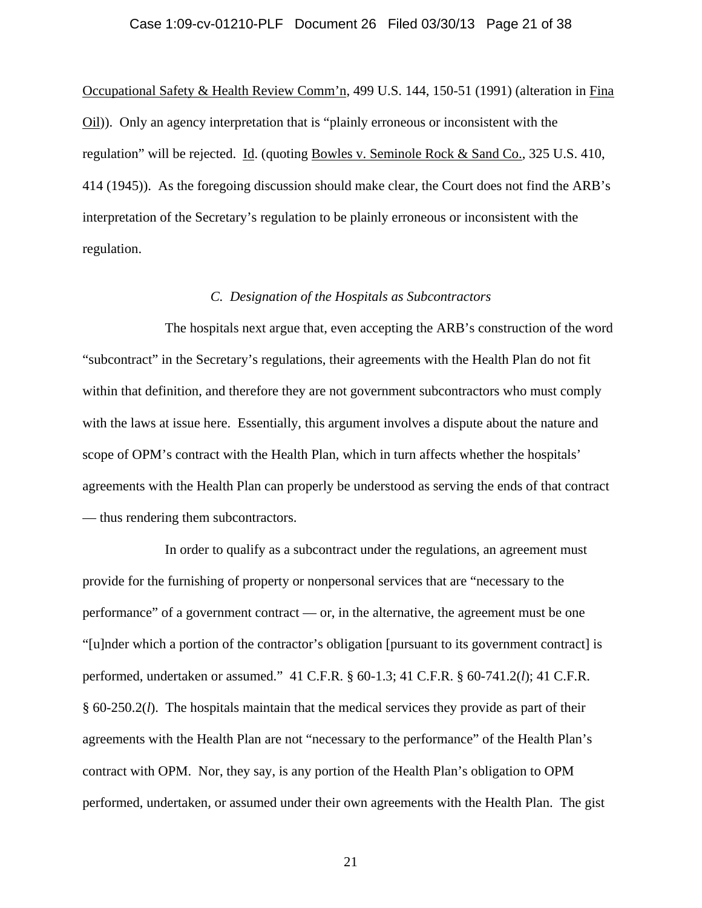Occupational Safety & Health Review Comm'n, 499 U.S. 144, 150-51 (1991) (alteration in Fina Oil)). Only an agency interpretation that is "plainly erroneous or inconsistent with the regulation" will be rejected. Id. (quoting Bowles v. Seminole Rock & Sand Co., 325 U.S. 410, 414 (1945)). As the foregoing discussion should make clear, the Court does not find the ARB's interpretation of the Secretary's regulation to be plainly erroneous or inconsistent with the regulation.

### *C. Designation of the Hospitals as Subcontractors*

The hospitals next argue that, even accepting the ARB's construction of the word "subcontract" in the Secretary's regulations, their agreements with the Health Plan do not fit within that definition, and therefore they are not government subcontractors who must comply with the laws at issue here. Essentially, this argument involves a dispute about the nature and scope of OPM's contract with the Health Plan, which in turn affects whether the hospitals' agreements with the Health Plan can properly be understood as serving the ends of that contract — thus rendering them subcontractors.

In order to qualify as a subcontract under the regulations, an agreement must provide for the furnishing of property or nonpersonal services that are "necessary to the performance" of a government contract — or, in the alternative, the agreement must be one "[u]nder which a portion of the contractor's obligation [pursuant to its government contract] is performed, undertaken or assumed." 41 C.F.R. § 60-1.3; 41 C.F.R. § 60-741.2(*l*); 41 C.F.R. § 60-250.2(*l*). The hospitals maintain that the medical services they provide as part of their agreements with the Health Plan are not "necessary to the performance" of the Health Plan's contract with OPM. Nor, they say, is any portion of the Health Plan's obligation to OPM performed, undertaken, or assumed under their own agreements with the Health Plan. The gist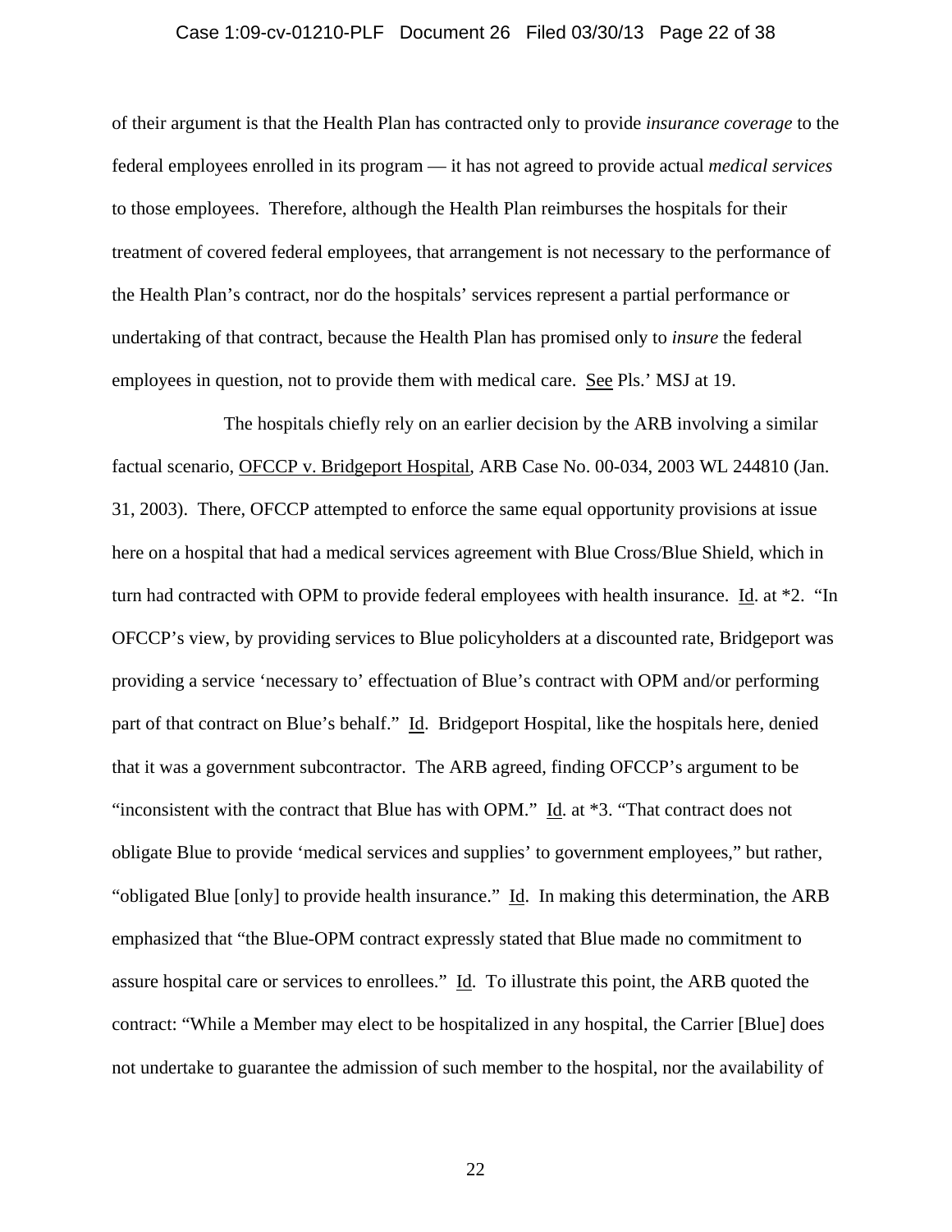of their argument is that the Health Plan has contracted only to provide *insurance coverage* to the federal employees enrolled in its program — it has not agreed to provide actual *medical services* to those employees. Therefore, although the Health Plan reimburses the hospitals for their treatment of covered federal employees, that arrangement is not necessary to the performance of the Health Plan's contract, nor do the hospitals' services represent a partial performance or undertaking of that contract, because the Health Plan has promised only to *insure* the federal employees in question, not to provide them with medical care. See Pls.' MSJ at 19.

The hospitals chiefly rely on an earlier decision by the ARB involving a similar factual scenario, OFCCP v. Bridgeport Hospital, ARB Case No. 00-034, 2003 WL 244810 (Jan. 31, 2003). There, OFCCP attempted to enforce the same equal opportunity provisions at issue here on a hospital that had a medical services agreement with Blue Cross/Blue Shield, which in turn had contracted with OPM to provide federal employees with health insurance. Id. at *2. "In OFCCP's view, by providing services to Blue policyholders at a discounted rate, Bridgeport was providing a service 'necessary to' effectuation of Blue's contract with OPM and/or performing part of that contract on Blue's behalf." Id. Bridgeport Hospital, like the hospitals here, denied that it was a government subcontractor. The ARB agreed, finding OFCCP's argument to be "inconsistent with the contract that Blue has with OPM." Id. at *3. "That contract does not obligate Blue to provide 'medical services and supplies' to government employees," but rather, "obligated Blue [only] to provide health insurance." Id. In making this determination, the ARB emphasized that "the Blue-OPM contract expressly stated that Blue made no commitment to assure hospital care or services to enrollees." Id. To illustrate this point, the ARB quoted the contract: "While a Member may elect to be hospitalized in any hospital, the Carrier [Blue] does not undertake to guarantee the admission of such member to the hospital, nor the availability of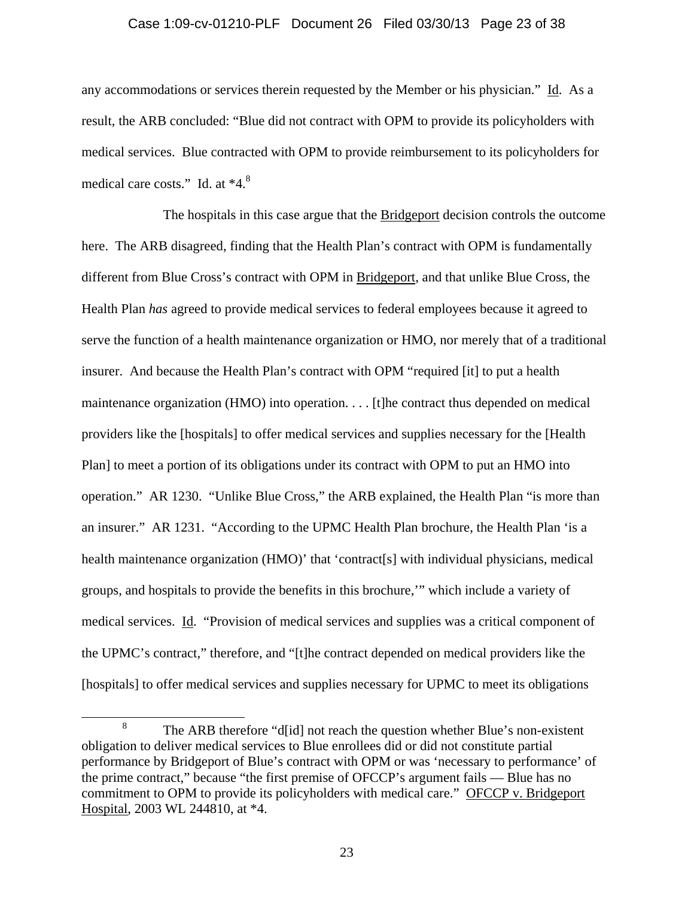any accommodations or services therein requested by the Member or his physician." Id. As a result, the ARB concluded: "Blue did not contract with OPM to provide its policyholders with medical services. Blue contracted with OPM to provide reimbursement to its policyholders for medical care costs." Id. at *4.[8]

The hospitals in this case argue that the Bridgeport decision controls the outcome here. The ARB disagreed, finding that the Health Plan's contract with OPM is fundamentally different from Blue Cross's contract with OPM in Bridgeport, and that unlike Blue Cross, the Health Plan *has* agreed to provide medical services to federal employees because it agreed to serve the function of a health maintenance organization or HMO, nor merely that of a traditional insurer. And because the Health Plan's contract with OPM "required [it] to put a health maintenance organization (HMO) into operation. . . . [t]he contract thus depended on medical providers like the [hospitals] to offer medical services and supplies necessary for the [Health Plan] to meet a portion of its obligations under its contract with OPM to put an HMO into operation." AR 1230. "Unlike Blue Cross," the ARB explained, the Health Plan "is more than an insurer." AR 1231. "According to the UPMC Health Plan brochure, the Health Plan 'is a health maintenance organization (HMO)' that 'contract[s] with individual physicians, medical groups, and hospitals to provide the benefits in this brochure,'" which include a variety of medical services. Id. "Provision of medical services and supplies was a critical component of the UPMC's contract," therefore, and "[t]he contract depended on medical providers like the [hospitals] to offer medical services and supplies necessary for UPMC to meet its obligations

---

[8] The ARB therefore "d[id] not reach the question whether Blue's non-existent obligation to deliver medical services to Blue enrollees did or did not constitute partial performance by Bridgeport of Blue's contract with OPM or was 'necessary to performance' of the prime contract," because "the first premise of OFCCP's argument fails — Blue has no commitment to OPM to provide its policyholders with medical care." OFCCP v. Bridgeport Hospital, 2003 WL 244810, at *4.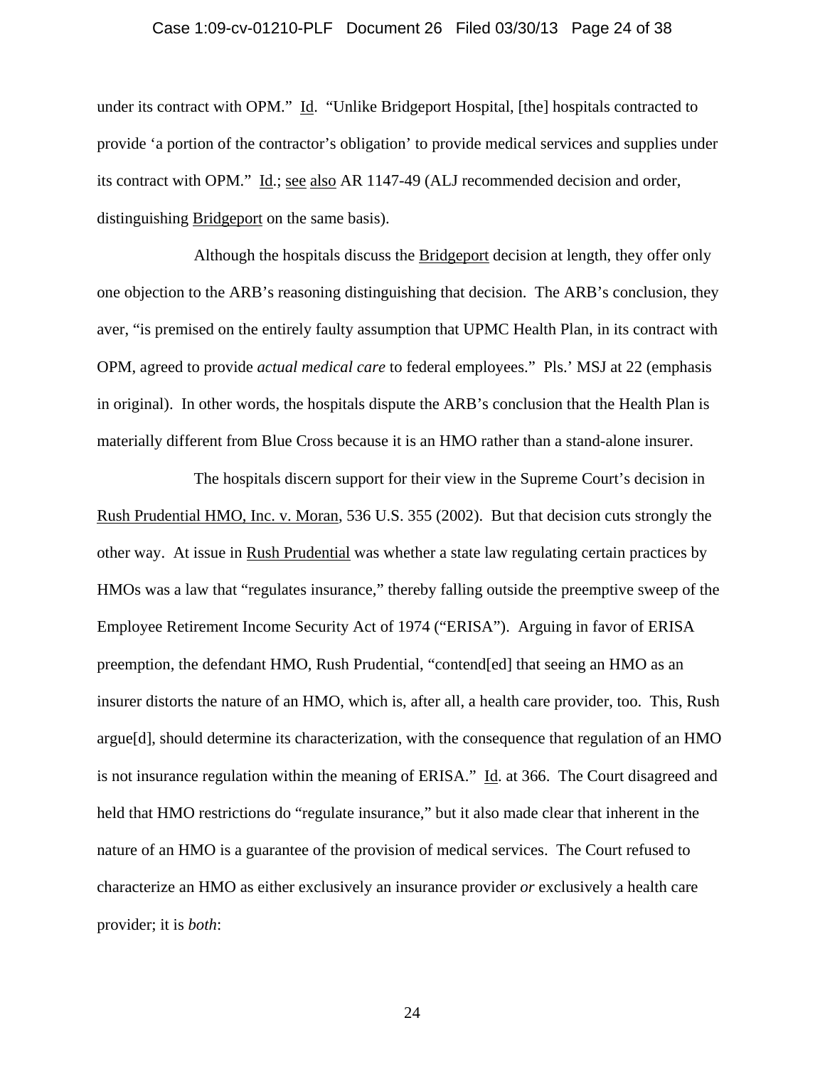under its contract with OPM." Id. "Unlike Bridgeport Hospital, [the] hospitals contracted to provide 'a portion of the contractor's obligation' to provide medical services and supplies under its contract with OPM." Id.; see also AR 1147-49 (ALJ recommended decision and order, distinguishing Bridgeport on the same basis).

Although the hospitals discuss the Bridgeport decision at length, they offer only one objection to the ARB's reasoning distinguishing that decision. The ARB's conclusion, they aver, "is premised on the entirely faulty assumption that UPMC Health Plan, in its contract with OPM, agreed to provide *actual medical care* to federal employees." Pls.' MSJ at 22 (emphasis in original). In other words, the hospitals dispute the ARB's conclusion that the Health Plan is materially different from Blue Cross because it is an HMO rather than a stand-alone insurer.

The hospitals discern support for their view in the Supreme Court's decision in Rush Prudential HMO, Inc. v. Moran, 536 U.S. 355 (2002). But that decision cuts strongly the other way. At issue in Rush Prudential was whether a state law regulating certain practices by HMOs was a law that "regulates insurance," thereby falling outside the preemptive sweep of the Employee Retirement Income Security Act of 1974 ("ERISA"). Arguing in favor of ERISA preemption, the defendant HMO, Rush Prudential, "contend[ed] that seeing an HMO as an insurer distorts the nature of an HMO, which is, after all, a health care provider, too. This, Rush argue[d], should determine its characterization, with the consequence that regulation of an HMO is not insurance regulation within the meaning of ERISA." Id. at 366. The Court disagreed and held that HMO restrictions do "regulate insurance," but it also made clear that inherent in the nature of an HMO is a guarantee of the provision of medical services. The Court refused to characterize an HMO as either exclusively an insurance provider *or* exclusively a health care provider; it is *both*: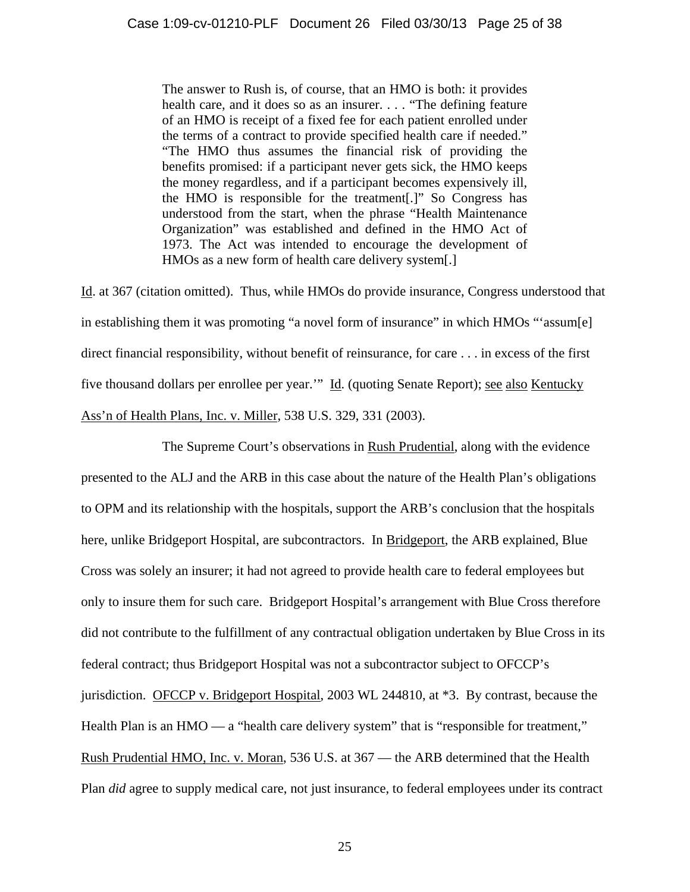> The answer to Rush is, of course, that an HMO is both: it provides health care, and it does so as an insurer. . . . "The defining feature of an HMO is receipt of a fixed fee for each patient enrolled under the terms of a contract to provide specified health care if needed." "The HMO thus assumes the financial risk of providing the benefits promised: if a participant never gets sick, the HMO keeps the money regardless, and if a participant becomes expensively ill, the HMO is responsible for the treatment[.]" So Congress has understood from the start, when the phrase "Health Maintenance Organization" was established and defined in the HMO Act of 1973. The Act was intended to encourage the development of HMOs as a new form of health care delivery system[.]

Id. at 367 (citation omitted). Thus, while HMOs do provide insurance, Congress understood that in establishing them it was promoting "a novel form of insurance" in which HMOs "'assum[e] direct financial responsibility, without benefit of reinsurance, for care . . . in excess of the first five thousand dollars per enrollee per year.'" Id. (quoting Senate Report); see also Kentucky Ass'n of Health Plans, Inc. v. Miller, 538 U.S. 329, 331 (2003).

The Supreme Court's observations in Rush Prudential, along with the evidence presented to the ALJ and the ARB in this case about the nature of the Health Plan's obligations to OPM and its relationship with the hospitals, support the ARB's conclusion that the hospitals here, unlike Bridgeport Hospital, are subcontractors. In Bridgeport, the ARB explained, Blue Cross was solely an insurer; it had not agreed to provide health care to federal employees but only to insure them for such care. Bridgeport Hospital's arrangement with Blue Cross therefore did not contribute to the fulfillment of any contractual obligation undertaken by Blue Cross in its federal contract; thus Bridgeport Hospital was not a subcontractor subject to OFCCP's jurisdiction. OFCCP v. Bridgeport Hospital, 2003 WL 244810, at *3. By contrast, because the Health Plan is an HMO — a "health care delivery system" that is "responsible for treatment," Rush Prudential HMO, Inc. v. Moran, 536 U.S. at 367 — the ARB determined that the Health Plan *did* agree to supply medical care, not just insurance, to federal employees under its contract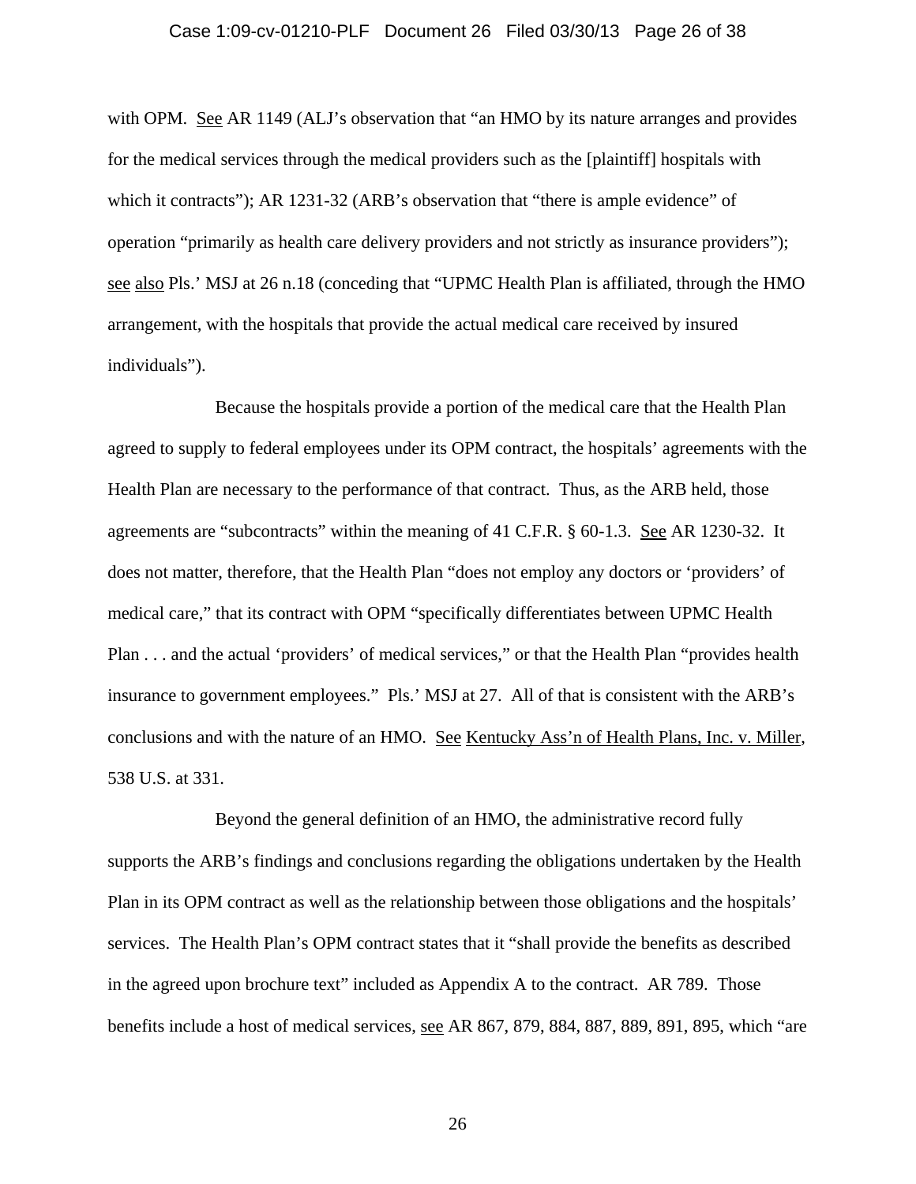with OPM. See AR 1149 (ALJ's observation that "an HMO by its nature arranges and provides for the medical services through the medical providers such as the [plaintiff] hospitals with which it contracts"); AR 1231-32 (ARB's observation that "there is ample evidence" of operation "primarily as health care delivery providers and not strictly as insurance providers"); see also Pls.' MSJ at 26 n.18 (conceding that "UPMC Health Plan is affiliated, through the HMO arrangement, with the hospitals that provide the actual medical care received by insured individuals").

Because the hospitals provide a portion of the medical care that the Health Plan agreed to supply to federal employees under its OPM contract, the hospitals' agreements with the Health Plan are necessary to the performance of that contract. Thus, as the ARB held, those agreements are "subcontracts" within the meaning of 41 C.F.R. § 60-1.3. See AR 1230-32. It does not matter, therefore, that the Health Plan "does not employ any doctors or 'providers' of medical care," that its contract with OPM "specifically differentiates between UPMC Health Plan . . . and the actual 'providers' of medical services," or that the Health Plan "provides health insurance to government employees." Pls.' MSJ at 27. All of that is consistent with the ARB's conclusions and with the nature of an HMO. See Kentucky Ass'n of Health Plans, Inc. v. Miller, 538 U.S. at 331.

Beyond the general definition of an HMO, the administrative record fully supports the ARB's findings and conclusions regarding the obligations undertaken by the Health Plan in its OPM contract as well as the relationship between those obligations and the hospitals' services. The Health Plan's OPM contract states that it "shall provide the benefits as described in the agreed upon brochure text" included as Appendix A to the contract. AR 789. Those benefits include a host of medical services, see AR 867, 879, 884, 887, 889, 891, 895, which "are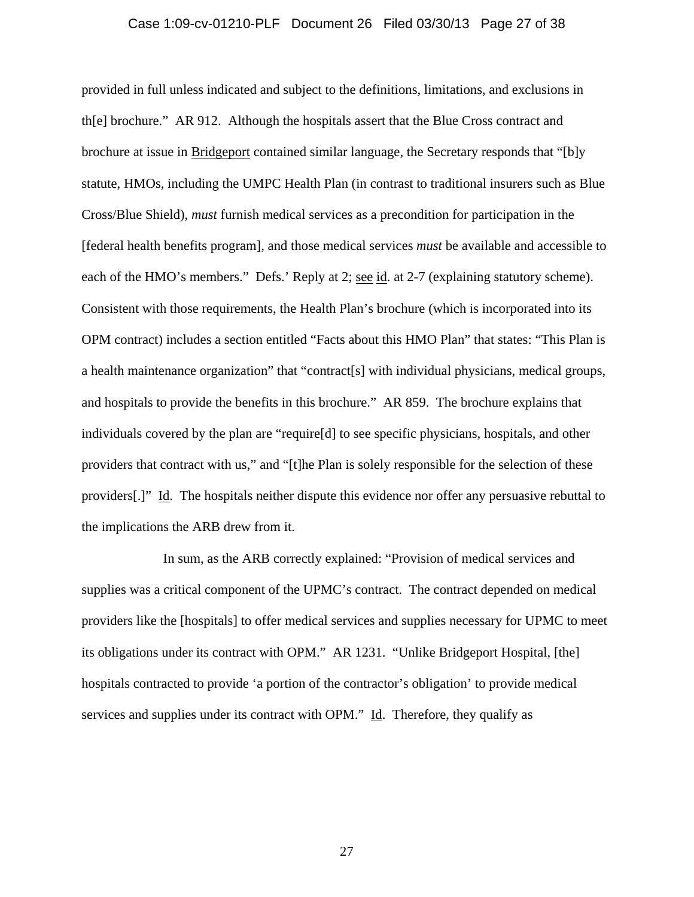provided in full unless indicated and subject to the definitions, limitations, and exclusions in th[e] brochure." AR 912. Although the hospitals assert that the Blue Cross contract and brochure at issue in Bridgeport contained similar language, the Secretary responds that "[b]y statute, HMOs, including the UMPC Health Plan (in contrast to traditional insurers such as Blue Cross/Blue Shield), *must* furnish medical services as a precondition for participation in the [federal health benefits program], and those medical services *must* be available and accessible to each of the HMO's members." Defs.' Reply at 2; see id. at 2-7 (explaining statutory scheme). Consistent with those requirements, the Health Plan's brochure (which is incorporated into its OPM contract) includes a section entitled "Facts about this HMO Plan" that states: "This Plan is a health maintenance organization" that "contract[s] with individual physicians, medical groups, and hospitals to provide the benefits in this brochure." AR 859. The brochure explains that individuals covered by the plan are "require[d] to see specific physicians, hospitals, and other providers that contract with us," and "[t]he Plan is solely responsible for the selection of these providers[.]" Id. The hospitals neither dispute this evidence nor offer any persuasive rebuttal to the implications the ARB drew from it.

In sum, as the ARB correctly explained: "Provision of medical services and supplies was a critical component of the UPMC's contract. The contract depended on medical providers like the [hospitals] to offer medical services and supplies necessary for UPMC to meet its obligations under its contract with OPM." AR 1231. "Unlike Bridgeport Hospital, [the] hospitals contracted to provide 'a portion of the contractor's obligation' to provide medical services and supplies under its contract with OPM." Id. Therefore, they qualify as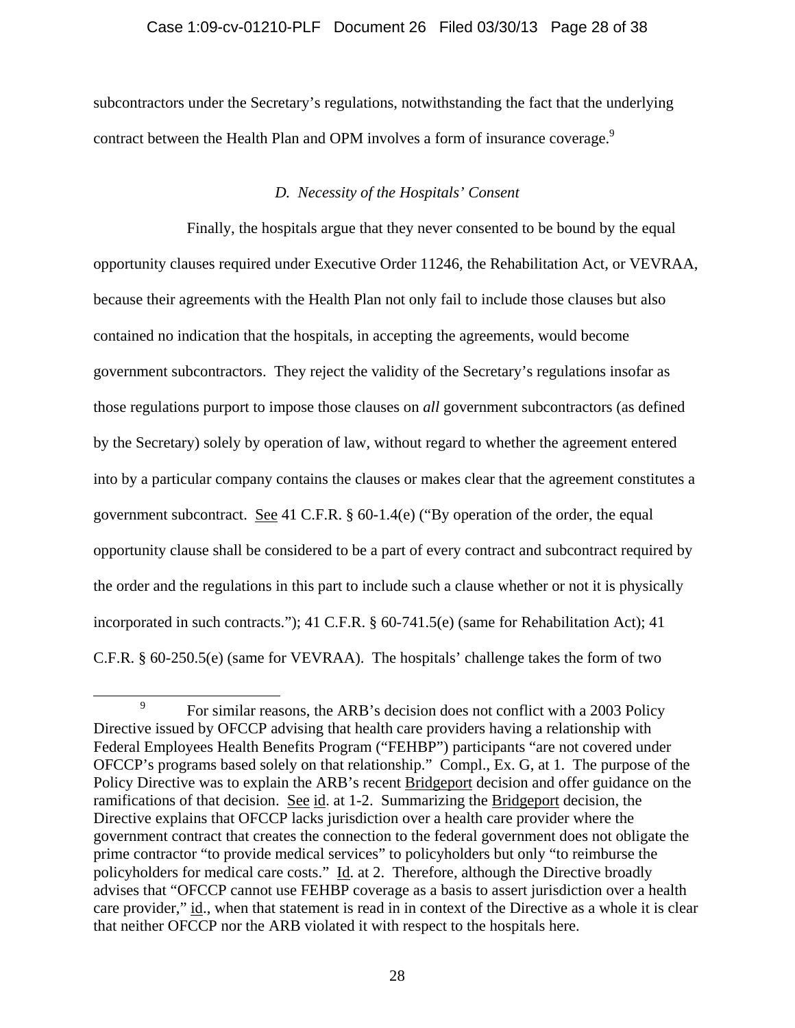subcontractors under the Secretary's regulations, notwithstanding the fact that the underlying contract between the Health Plan and OPM involves a form of insurance coverage.[9]

### *D. Necessity of the Hospitals' Consent*

Finally, the hospitals argue that they never consented to be bound by the equal opportunity clauses required under Executive Order 11246, the Rehabilitation Act, or VEVRAA, because their agreements with the Health Plan not only fail to include those clauses but also contained no indication that the hospitals, in accepting the agreements, would become government subcontractors. They reject the validity of the Secretary's regulations insofar as those regulations purport to impose those clauses on *all* government subcontractors (as defined by the Secretary) solely by operation of law, without regard to whether the agreement entered into by a particular company contains the clauses or makes clear that the agreement constitutes a government subcontract. See 41 C.F.R. § 60-1.4(e) ("By operation of the order, the equal opportunity clause shall be considered to be a part of every contract and subcontract required by the order and the regulations in this part to include such a clause whether or not it is physically incorporated in such contracts."); 41 C.F.R. § 60-741.5(e) (same for Rehabilitation Act); 41 C.F.R. § 60-250.5(e) (same for VEVRAA). The hospitals' challenge takes the form of two

---

[9] For similar reasons, the ARB's decision does not conflict with a 2003 Policy Directive issued by OFCCP advising that health care providers having a relationship with Federal Employees Health Benefits Program ("FEHBP") participants "are not covered under OFCCP's programs based solely on that relationship." Compl., Ex. G, at 1. The purpose of the Policy Directive was to explain the ARB's recent Bridgeport decision and offer guidance on the ramifications of that decision. See id. at 1-2. Summarizing the Bridgeport decision, the Directive explains that OFCCP lacks jurisdiction over a health care provider where the government contract that creates the connection to the federal government does not obligate the prime contractor "to provide medical services" to policyholders but only "to reimburse the policyholders for medical care costs." Id. at 2. Therefore, although the Directive broadly advises that "OFCCP cannot use FEHBP coverage as a basis to assert jurisdiction over a health care provider," id., when that statement is read in in context of the Directive as a whole it is clear that neither OFCCP nor the ARB violated it with respect to the hospitals here.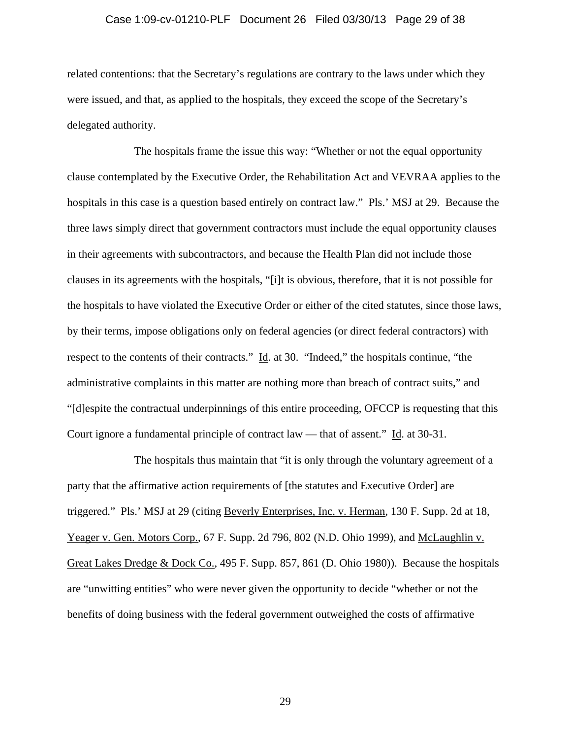related contentions: that the Secretary's regulations are contrary to the laws under which they were issued, and that, as applied to the hospitals, they exceed the scope of the Secretary's delegated authority.

The hospitals frame the issue this way: "Whether or not the equal opportunity clause contemplated by the Executive Order, the Rehabilitation Act and VEVRAA applies to the hospitals in this case is a question based entirely on contract law." Pls.' MSJ at 29. Because the three laws simply direct that government contractors must include the equal opportunity clauses in their agreements with subcontractors, and because the Health Plan did not include those clauses in its agreements with the hospitals, "[i]t is obvious, therefore, that it is not possible for the hospitals to have violated the Executive Order or either of the cited statutes, since those laws, by their terms, impose obligations only on federal agencies (or direct federal contractors) with respect to the contents of their contracts." Id. at 30. "Indeed," the hospitals continue, "the administrative complaints in this matter are nothing more than breach of contract suits," and "[d]espite the contractual underpinnings of this entire proceeding, OFCCP is requesting that this Court ignore a fundamental principle of contract law — that of assent." Id. at 30-31.

The hospitals thus maintain that "it is only through the voluntary agreement of a party that the affirmative action requirements of [the statutes and Executive Order] are triggered." Pls.' MSJ at 29 (citing Beverly Enterprises, Inc. v. Herman, 130 F. Supp. 2d at 18, Yeager v. Gen. Motors Corp., 67 F. Supp. 2d 796, 802 (N.D. Ohio 1999), and McLaughlin v. Great Lakes Dredge & Dock Co., 495 F. Supp. 857, 861 (D. Ohio 1980)). Because the hospitals are "unwitting entities" who were never given the opportunity to decide "whether or not the benefits of doing business with the federal government outweighed the costs of affirmative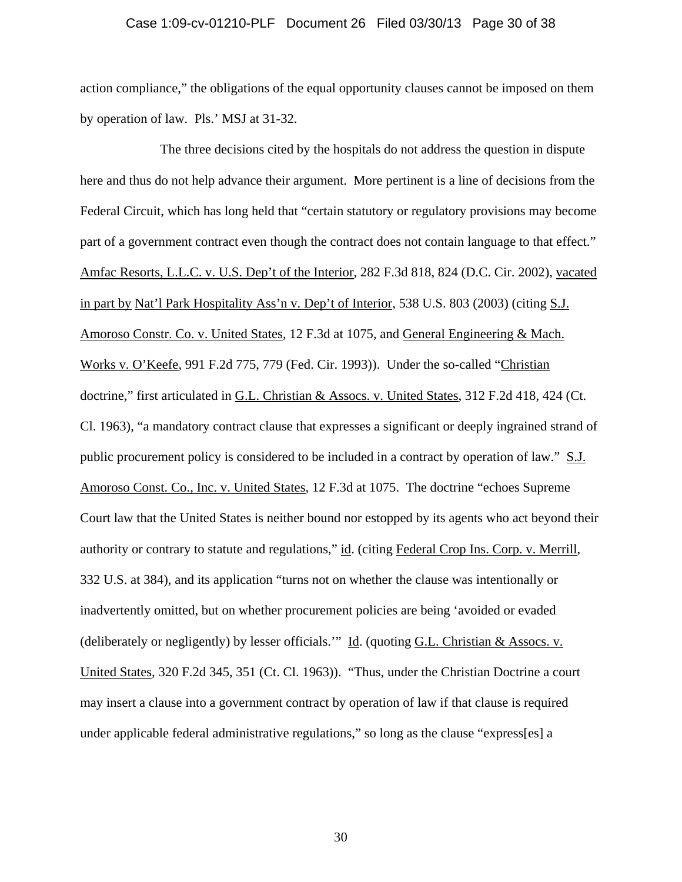action compliance," the obligations of the equal opportunity clauses cannot be imposed on them by operation of law. Pls.' MSJ at 31-32.

The three decisions cited by the hospitals do not address the question in dispute here and thus do not help advance their argument. More pertinent is a line of decisions from the Federal Circuit, which has long held that "certain statutory or regulatory provisions may become part of a government contract even though the contract does not contain language to that effect." Amfac Resorts, L.L.C. v. U.S. Dep't of the Interior, 282 F.3d 818, 824 (D.C. Cir. 2002), vacated in part by Nat'l Park Hospitality Ass'n v. Dep't of Interior, 538 U.S. 803 (2003) (citing S.J. Amoroso Constr. Co. v. United States, 12 F.3d at 1075, and General Engineering & Mach. Works v. O'Keefe, 991 F.2d 775, 779 (Fed. Cir. 1993)). Under the so-called "Christian doctrine," first articulated in G.L. Christian & Assocs. v. United States, 312 F.2d 418, 424 (Ct. Cl. 1963), "a mandatory contract clause that expresses a significant or deeply ingrained strand of public procurement policy is considered to be included in a contract by operation of law." S.J. Amoroso Const. Co., Inc. v. United States, 12 F.3d at 1075. The doctrine "echoes Supreme Court law that the United States is neither bound nor estopped by its agents who act beyond their authority or contrary to statute and regulations," id. (citing Federal Crop Ins. Corp. v. Merrill, 332 U.S. at 384), and its application "turns not on whether the clause was intentionally or inadvertently omitted, but on whether procurement policies are being 'avoided or evaded (deliberately or negligently) by lesser officials.'" Id. (quoting G.L. Christian & Assocs. v. United States, 320 F.2d 345, 351 (Ct. Cl. 1963)). "Thus, under the Christian Doctrine a court may insert a clause into a government contract by operation of law if that clause is required under applicable federal administrative regulations," so long as the clause "express[es] a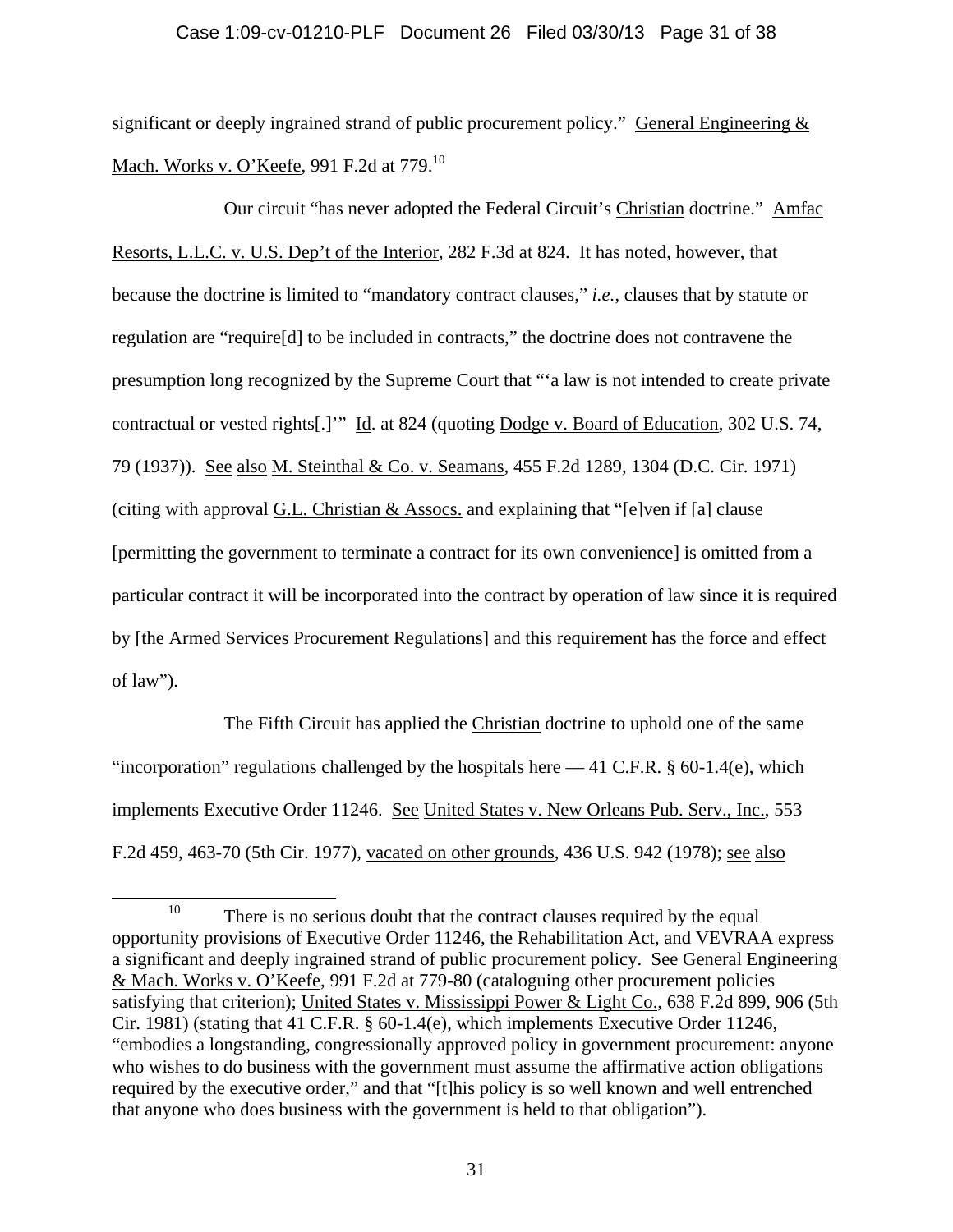significant or deeply ingrained strand of public procurement policy." General Engineering & Mach. Works v. O'Keefe, 991 F.2d at 779.[10]

Our circuit "has never adopted the Federal Circuit's Christian doctrine." Amfac Resorts, L.L.C. v. U.S. Dep't of the Interior, 282 F.3d at 824. It has noted, however, that because the doctrine is limited to "mandatory contract clauses," *i.e.*, clauses that by statute or regulation are "require[d] to be included in contracts," the doctrine does not contravene the presumption long recognized by the Supreme Court that "'a law is not intended to create private contractual or vested rights[.]'" Id. at 824 (quoting Dodge v. Board of Education, 302 U.S. 74, 79 (1937)). See also M. Steinthal & Co. v. Seamans, 455 F.2d 1289, 1304 (D.C. Cir. 1971) (citing with approval G.L. Christian & Assocs. and explaining that "[e]ven if [a] clause [permitting the government to terminate a contract for its own convenience] is omitted from a particular contract it will be incorporated into the contract by operation of law since it is required by [the Armed Services Procurement Regulations] and this requirement has the force and effect of law").

The Fifth Circuit has applied the Christian doctrine to uphold one of the same "incorporation" regulations challenged by the hospitals here — 41 C.F.R. § 60-1.4(e), which implements Executive Order 11246. See United States v. New Orleans Pub. Serv., Inc., 553 F.2d 459, 463-70 (5th Cir. 1977), vacated on other grounds, 436 U.S. 942 (1978); see also

---

[10] There is no serious doubt that the contract clauses required by the equal opportunity provisions of Executive Order 11246, the Rehabilitation Act, and VEVRAA express a significant and deeply ingrained strand of public procurement policy. See General Engineering & Mach. Works v. O'Keefe, 991 F.2d at 779-80 (cataloguing other procurement policies satisfying that criterion); United States v. Mississippi Power & Light Co., 638 F.2d 899, 906 (5th Cir. 1981) (stating that 41 C.F.R. § 60-1.4(e), which implements Executive Order 11246, "embodies a longstanding, congressionally approved policy in government procurement: anyone who wishes to do business with the government must assume the affirmative action obligations required by the executive order," and that "[t]his policy is so well known and well entrenched that anyone who does business with the government is held to that obligation").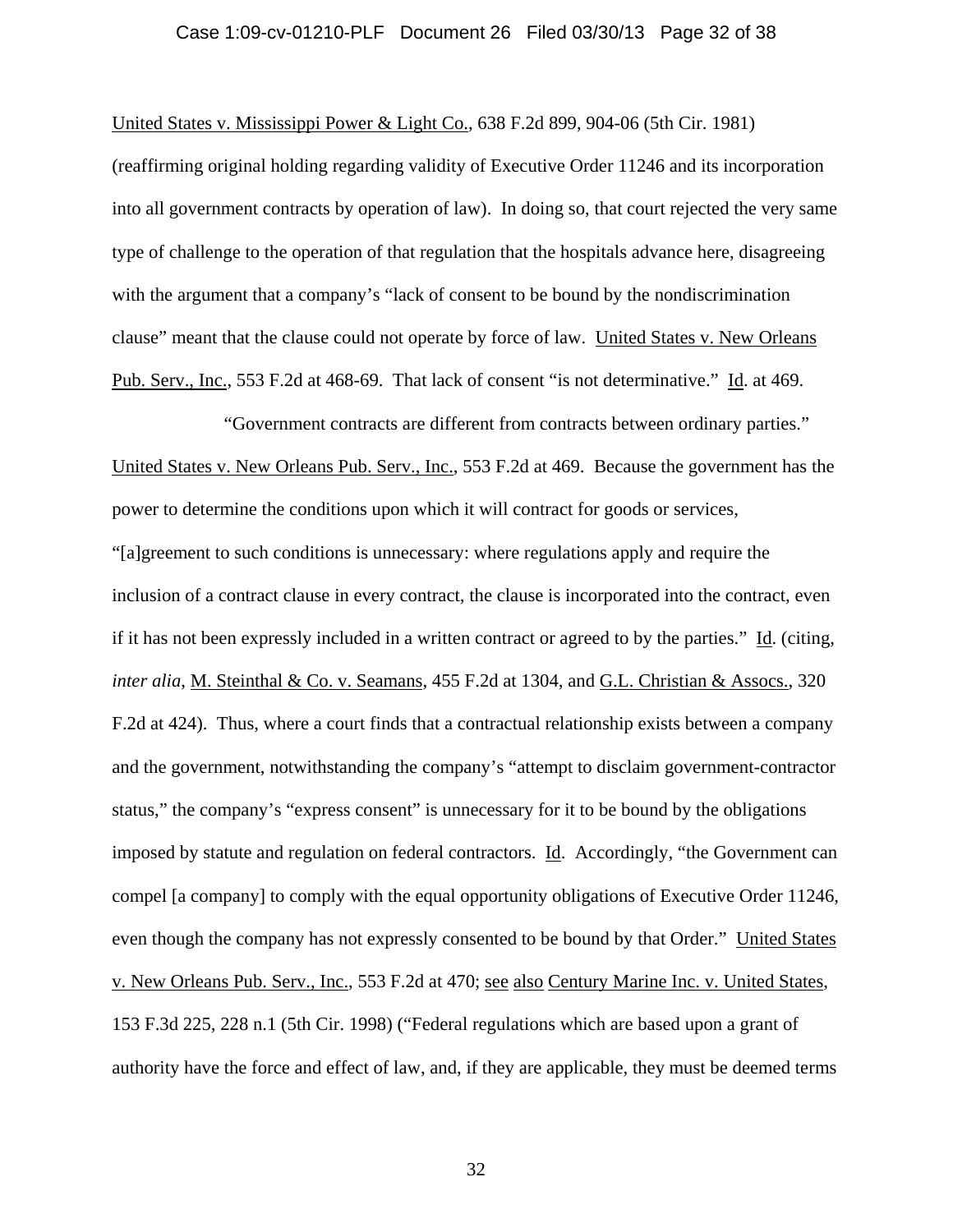United States v. Mississippi Power & Light Co., 638 F.2d 899, 904-06 (5th Cir. 1981) (reaffirming original holding regarding validity of Executive Order 11246 and its incorporation into all government contracts by operation of law). In doing so, that court rejected the very same type of challenge to the operation of that regulation that the hospitals advance here, disagreeing with the argument that a company's "lack of consent to be bound by the nondiscrimination clause" meant that the clause could not operate by force of law. United States v. New Orleans Pub. Serv., Inc., 553 F.2d at 468-69. That lack of consent "is not determinative." Id. at 469.

"Government contracts are different from contracts between ordinary parties." United States v. New Orleans Pub. Serv., Inc., 553 F.2d at 469. Because the government has the power to determine the conditions upon which it will contract for goods or services, "[a]greement to such conditions is unnecessary: where regulations apply and require the inclusion of a contract clause in every contract, the clause is incorporated into the contract, even if it has not been expressly included in a written contract or agreed to by the parties." Id. (citing, *inter alia*, M. Steinthal & Co. v. Seamans, 455 F.2d at 1304, and G.L. Christian & Assocs., 320 F.2d at 424). Thus, where a court finds that a contractual relationship exists between a company and the government, notwithstanding the company's "attempt to disclaim government-contractor status," the company's "express consent" is unnecessary for it to be bound by the obligations imposed by statute and regulation on federal contractors. Id. Accordingly, "the Government can compel [a company] to comply with the equal opportunity obligations of Executive Order 11246, even though the company has not expressly consented to be bound by that Order." United States v. New Orleans Pub. Serv., Inc., 553 F.2d at 470; see also Century Marine Inc. v. United States, 153 F.3d 225, 228 n.1 (5th Cir. 1998) ("Federal regulations which are based upon a grant of authority have the force and effect of law, and, if they are applicable, they must be deemed terms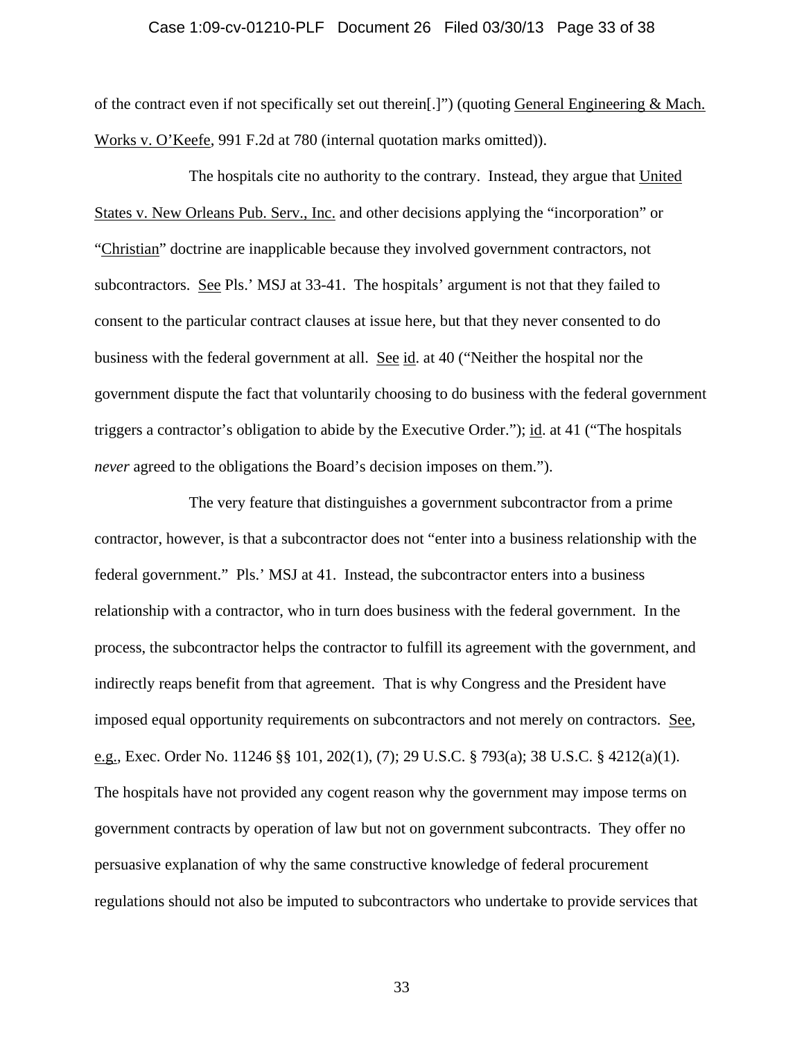of the contract even if not specifically set out therein[.]") (quoting General Engineering & Mach. Works v. O'Keefe, 991 F.2d at 780 (internal quotation marks omitted)).

The hospitals cite no authority to the contrary. Instead, they argue that United States v. New Orleans Pub. Serv., Inc. and other decisions applying the "incorporation" or "Christian" doctrine are inapplicable because they involved government contractors, not subcontractors. See Pls.' MSJ at 33-41. The hospitals' argument is not that they failed to consent to the particular contract clauses at issue here, but that they never consented to do business with the federal government at all. See id. at 40 ("Neither the hospital nor the government dispute the fact that voluntarily choosing to do business with the federal government triggers a contractor's obligation to abide by the Executive Order."); id. at 41 ("The hospitals *never* agreed to the obligations the Board's decision imposes on them.").

The very feature that distinguishes a government subcontractor from a prime contractor, however, is that a subcontractor does not "enter into a business relationship with the federal government." Pls.' MSJ at 41. Instead, the subcontractor enters into a business relationship with a contractor, who in turn does business with the federal government. In the process, the subcontractor helps the contractor to fulfill its agreement with the government, and indirectly reaps benefit from that agreement. That is why Congress and the President have imposed equal opportunity requirements on subcontractors and not merely on contractors. See, e.g., Exec. Order No. 11246 §§ 101, 202(1), (7); 29 U.S.C. § 793(a); 38 U.S.C. § 4212(a)(1). The hospitals have not provided any cogent reason why the government may impose terms on government contracts by operation of law but not on government subcontracts. They offer no persuasive explanation of why the same constructive knowledge of federal procurement regulations should not also be imputed to subcontractors who undertake to provide services that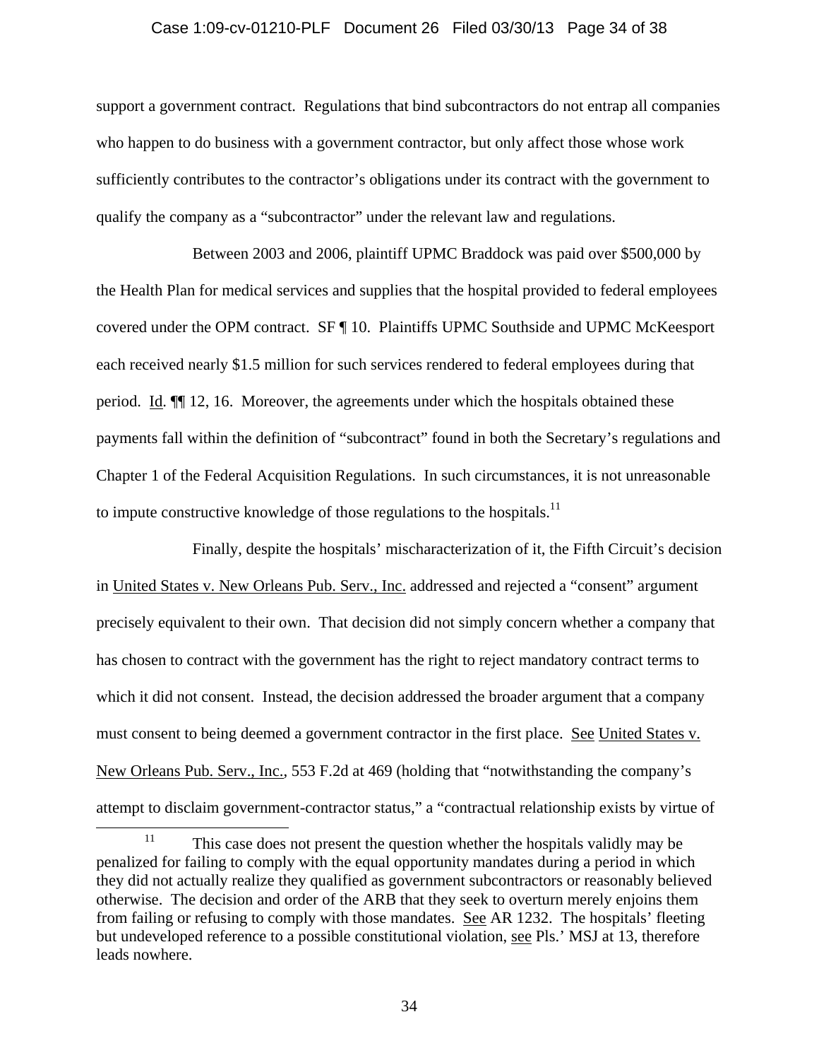support a government contract. Regulations that bind subcontractors do not entrap all companies who happen to do business with a government contractor, but only affect those whose work sufficiently contributes to the contractor's obligations under its contract with the government to qualify the company as a "subcontractor" under the relevant law and regulations.

Between 2003 and 2006, plaintiff UPMC Braddock was paid over $500,000 by the Health Plan for medical services and supplies that the hospital provided to federal employees covered under the OPM contract. SF ¶ 10. Plaintiffs UPMC Southside and UPMC McKeesport each received nearly $1.5 million for such services rendered to federal employees during that period. Id. ¶¶ 12, 16. Moreover, the agreements under which the hospitals obtained these payments fall within the definition of "subcontract" found in both the Secretary's regulations and Chapter 1 of the Federal Acquisition Regulations. In such circumstances, it is not unreasonable to impute constructive knowledge of those regulations to the hospitals.[11]

Finally, despite the hospitals' mischaracterization of it, the Fifth Circuit's decision in United States v. New Orleans Pub. Serv., Inc. addressed and rejected a "consent" argument precisely equivalent to their own. That decision did not simply concern whether a company that has chosen to contract with the government has the right to reject mandatory contract terms to which it did not consent. Instead, the decision addressed the broader argument that a company must consent to being deemed a government contractor in the first place. See United States v. New Orleans Pub. Serv., Inc., 553 F.2d at 469 (holding that "notwithstanding the company's attempt to disclaim government-contractor status," a "contractual relationship exists by virtue of

[11] This case does not present the question whether the hospitals validly may be penalized for failing to comply with the equal opportunity mandates during a period in which they did not actually realize they qualified as government subcontractors or reasonably believed otherwise. The decision and order of the ARB that they seek to overturn merely enjoins them from failing or refusing to comply with those mandates. See AR 1232. The hospitals' fleeting but undeveloped reference to a possible constitutional violation, see Pls.' MSJ at 13, therefore leads nowhere.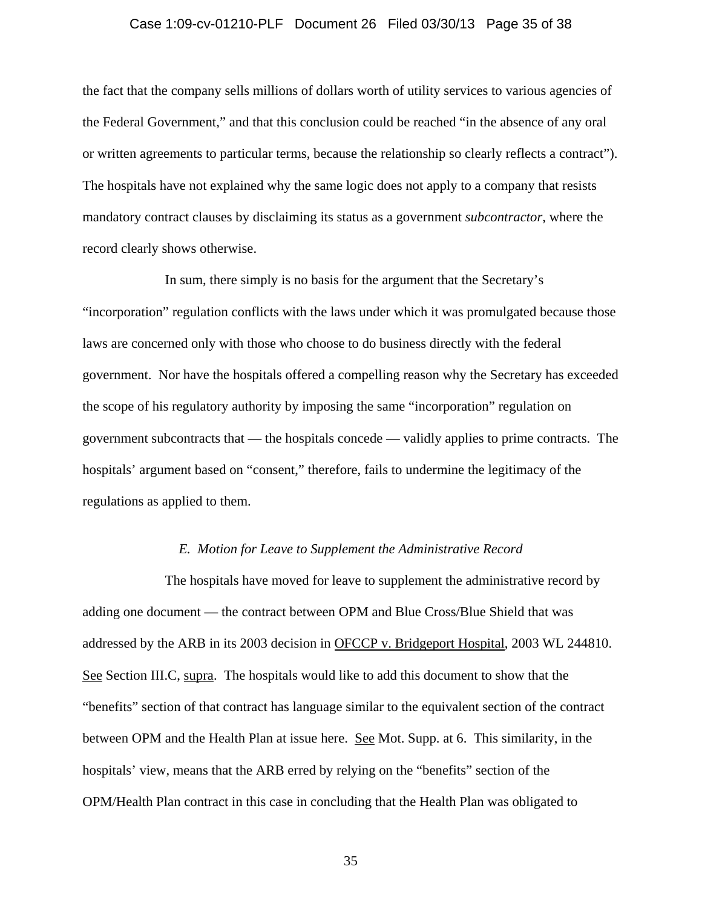the fact that the company sells millions of dollars worth of utility services to various agencies of the Federal Government," and that this conclusion could be reached "in the absence of any oral or written agreements to particular terms, because the relationship so clearly reflects a contract"). The hospitals have not explained why the same logic does not apply to a company that resists mandatory contract clauses by disclaiming its status as a government *subcontractor*, where the record clearly shows otherwise.

In sum, there simply is no basis for the argument that the Secretary's "incorporation" regulation conflicts with the laws under which it was promulgated because those laws are concerned only with those who choose to do business directly with the federal government. Nor have the hospitals offered a compelling reason why the Secretary has exceeded the scope of his regulatory authority by imposing the same "incorporation" regulation on government subcontracts that — the hospitals concede — validly applies to prime contracts. The hospitals' argument based on "consent," therefore, fails to undermine the legitimacy of the regulations as applied to them.

### *E. Motion for Leave to Supplement the Administrative Record*

The hospitals have moved for leave to supplement the administrative record by adding one document — the contract between OPM and Blue Cross/Blue Shield that was addressed by the ARB in its 2003 decision in OFCCP v. Bridgeport Hospital, 2003 WL 244810. See Section III.C, supra. The hospitals would like to add this document to show that the "benefits" section of that contract has language similar to the equivalent section of the contract between OPM and the Health Plan at issue here. See Mot. Supp. at 6. This similarity, in the hospitals' view, means that the ARB erred by relying on the "benefits" section of the OPM/Health Plan contract in this case in concluding that the Health Plan was obligated to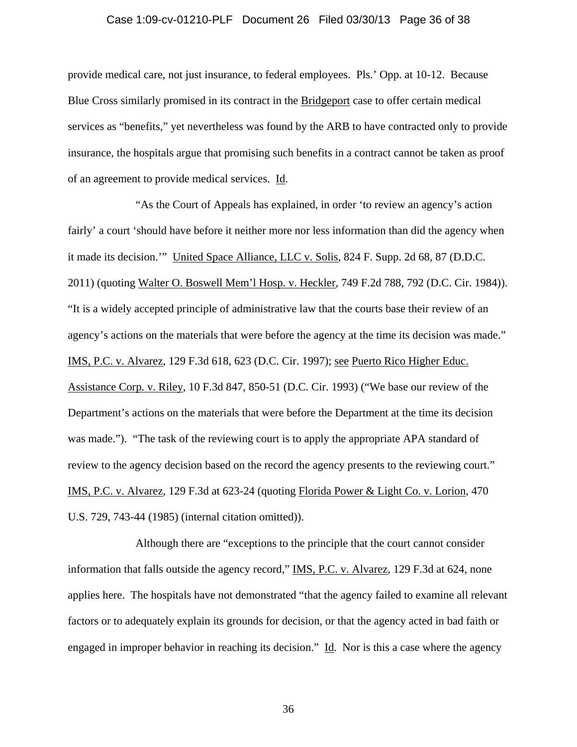provide medical care, not just insurance, to federal employees. Pls.' Opp. at 10-12. Because Blue Cross similarly promised in its contract in the Bridgeport case to offer certain medical services as "benefits," yet nevertheless was found by the ARB to have contracted only to provide insurance, the hospitals argue that promising such benefits in a contract cannot be taken as proof of an agreement to provide medical services. Id.

"As the Court of Appeals has explained, in order 'to review an agency's action fairly' a court 'should have before it neither more nor less information than did the agency when it made its decision.'" United Space Alliance, LLC v. Solis, 824 F. Supp. 2d 68, 87 (D.D.C. 2011) (quoting Walter O. Boswell Mem'l Hosp. v. Heckler, 749 F.2d 788, 792 (D.C. Cir. 1984)). "It is a widely accepted principle of administrative law that the courts base their review of an agency's actions on the materials that were before the agency at the time its decision was made." IMS, P.C. v. Alvarez, 129 F.3d 618, 623 (D.C. Cir. 1997); see Puerto Rico Higher Educ. Assistance Corp. v. Riley, 10 F.3d 847, 850-51 (D.C. Cir. 1993) ("We base our review of the Department's actions on the materials that were before the Department at the time its decision was made."). "The task of the reviewing court is to apply the appropriate APA standard of review to the agency decision based on the record the agency presents to the reviewing court." IMS, P.C. v. Alvarez, 129 F.3d at 623-24 (quoting Florida Power & Light Co. v. Lorion, 470 U.S. 729, 743-44 (1985) (internal citation omitted)).

Although there are "exceptions to the principle that the court cannot consider information that falls outside the agency record," IMS, P.C. v. Alvarez, 129 F.3d at 624, none applies here. The hospitals have not demonstrated "that the agency failed to examine all relevant factors or to adequately explain its grounds for decision, or that the agency acted in bad faith or engaged in improper behavior in reaching its decision." Id. Nor is this a case where the agency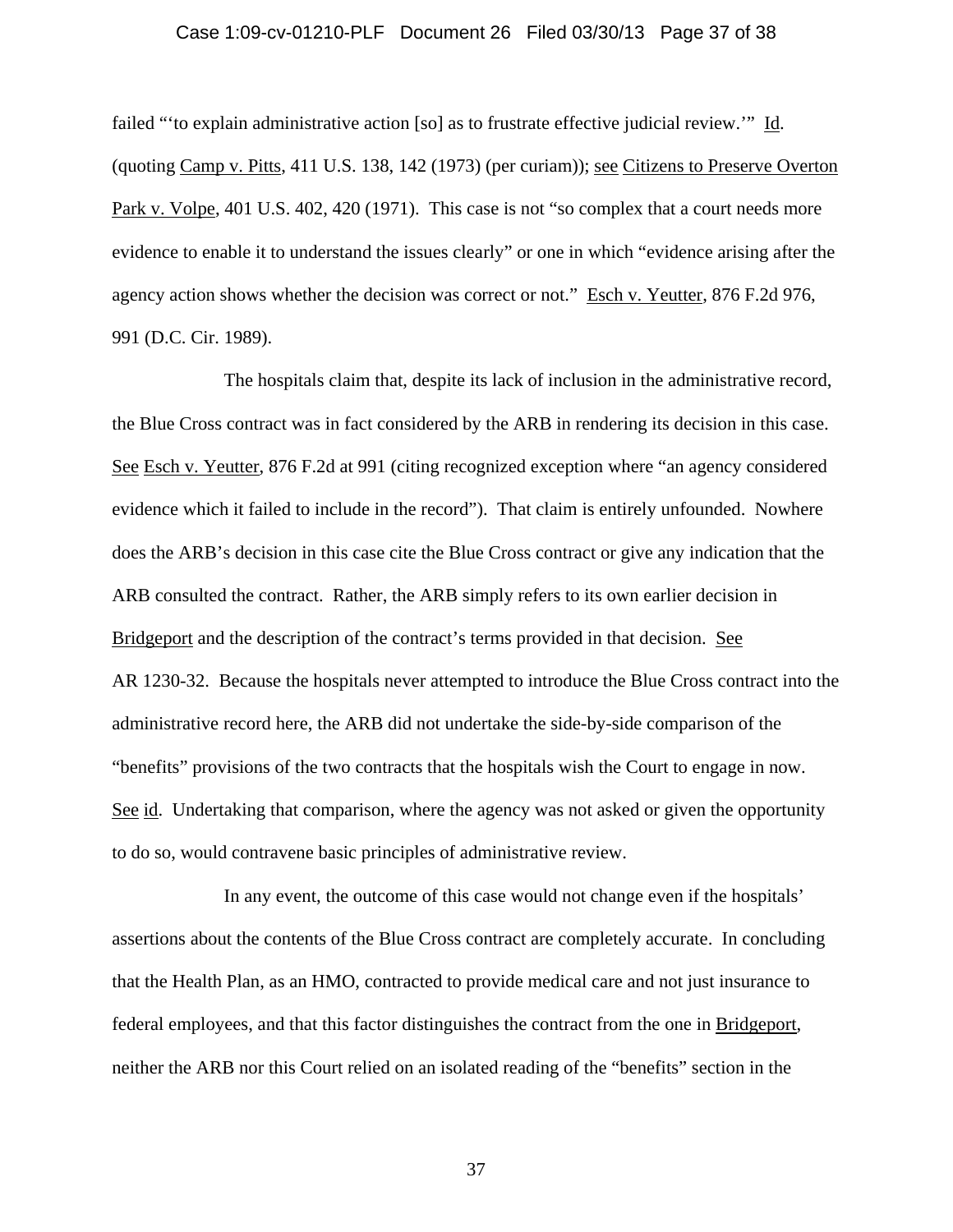failed "'to explain administrative action [so] as to frustrate effective judicial review.'" Id. (quoting Camp v. Pitts, 411 U.S. 138, 142 (1973) (per curiam)); see Citizens to Preserve Overton Park v. Volpe, 401 U.S. 402, 420 (1971). This case is not "so complex that a court needs more evidence to enable it to understand the issues clearly" or one in which "evidence arising after the agency action shows whether the decision was correct or not." Esch v. Yeutter, 876 F.2d 976, 991 (D.C. Cir. 1989).

The hospitals claim that, despite its lack of inclusion in the administrative record, the Blue Cross contract was in fact considered by the ARB in rendering its decision in this case. See Esch v. Yeutter, 876 F.2d at 991 (citing recognized exception where "an agency considered evidence which it failed to include in the record"). That claim is entirely unfounded. Nowhere does the ARB's decision in this case cite the Blue Cross contract or give any indication that the ARB consulted the contract. Rather, the ARB simply refers to its own earlier decision in Bridgeport and the description of the contract's terms provided in that decision. See AR 1230-32. Because the hospitals never attempted to introduce the Blue Cross contract into the administrative record here, the ARB did not undertake the side-by-side comparison of the "benefits" provisions of the two contracts that the hospitals wish the Court to engage in now. See id. Undertaking that comparison, where the agency was not asked or given the opportunity to do so, would contravene basic principles of administrative review.

In any event, the outcome of this case would not change even if the hospitals' assertions about the contents of the Blue Cross contract are completely accurate. In concluding that the Health Plan, as an HMO, contracted to provide medical care and not just insurance to federal employees, and that this factor distinguishes the contract from the one in Bridgeport, neither the ARB nor this Court relied on an isolated reading of the "benefits" section in the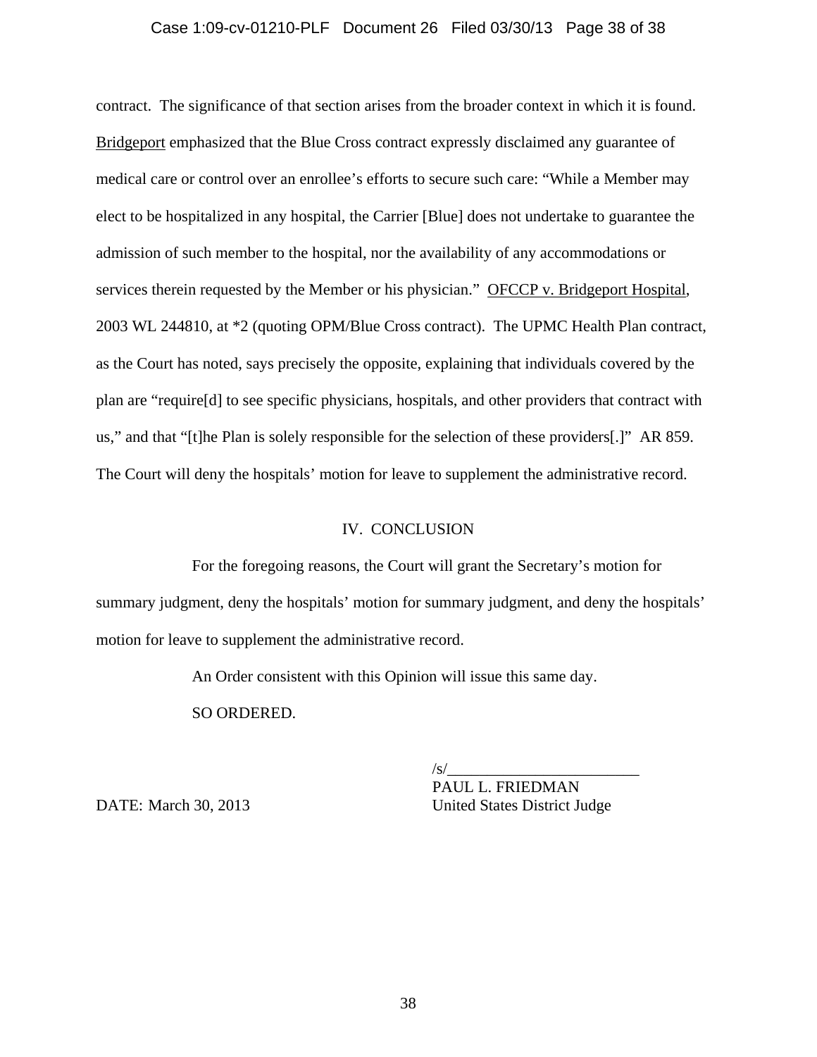contract. The significance of that section arises from the broader context in which it is found. Bridgeport emphasized that the Blue Cross contract expressly disclaimed any guarantee of medical care or control over an enrollee's efforts to secure such care: "While a Member may elect to be hospitalized in any hospital, the Carrier [Blue] does not undertake to guarantee the admission of such member to the hospital, nor the availability of any accommodations or services therein requested by the Member or his physician." OFCCP v. Bridgeport Hospital, 2003 WL 244810, at *2 (quoting OPM/Blue Cross contract). The UPMC Health Plan contract, as the Court has noted, says precisely the opposite, explaining that individuals covered by the plan are "require[d] to see specific physicians, hospitals, and other providers that contract with us," and that "[t]he Plan is solely responsible for the selection of these providers[.]" AR 859. The Court will deny the hospitals' motion for leave to supplement the administrative record.

## IV. CONCLUSION

For the foregoing reasons, the Court will grant the Secretary's motion for summary judgment, deny the hospitals' motion for summary judgment, and deny the hospitals' motion for leave to supplement the administrative record.

An Order consistent with this Opinion will issue this same day.

SO ORDERED.

/s/_________________________
PAUL L. FRIEDMAN
United States District Judge

DATE: March 30, 2013